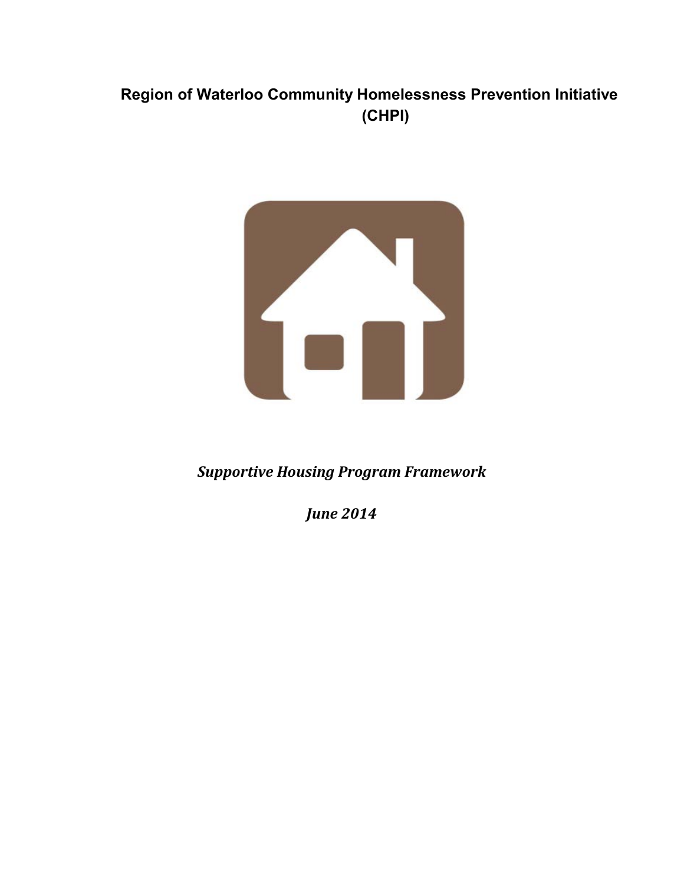# Region of Waterloo Community Homelessness Prevention Initiative (CHPI)

***Supportive Housing Program Framework***

***June 2014***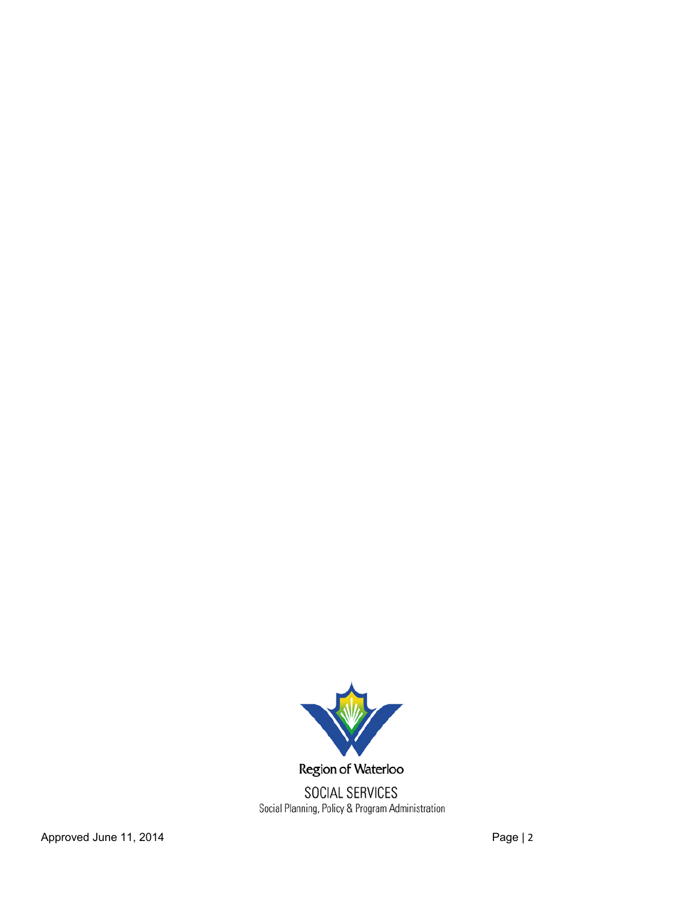Region of Waterloo

SOCIAL SERVICES

Social Planning, Policy & Program Administration

Approved June 11, 2014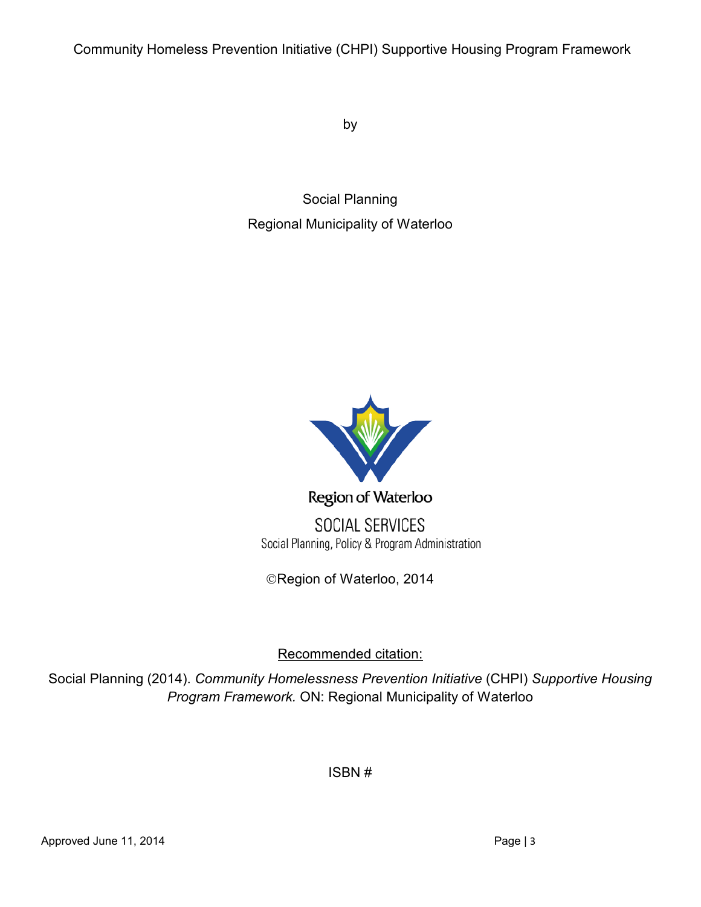Community Homeless Prevention Initiative (CHPI) Supportive Housing Program Framework

by

Social Planning

Regional Municipality of Waterloo

Region of Waterloo

SOCIAL SERVICES

Social Planning, Policy & Program Administration

©Region of Waterloo, 2014

Recommended citation:

Social Planning (2014). *Community Homelessness Prevention Initiative* (CHPI) *Supportive Housing Program Framework.* ON: Regional Municipality of Waterloo

ISBN #

Approved June 11, 2014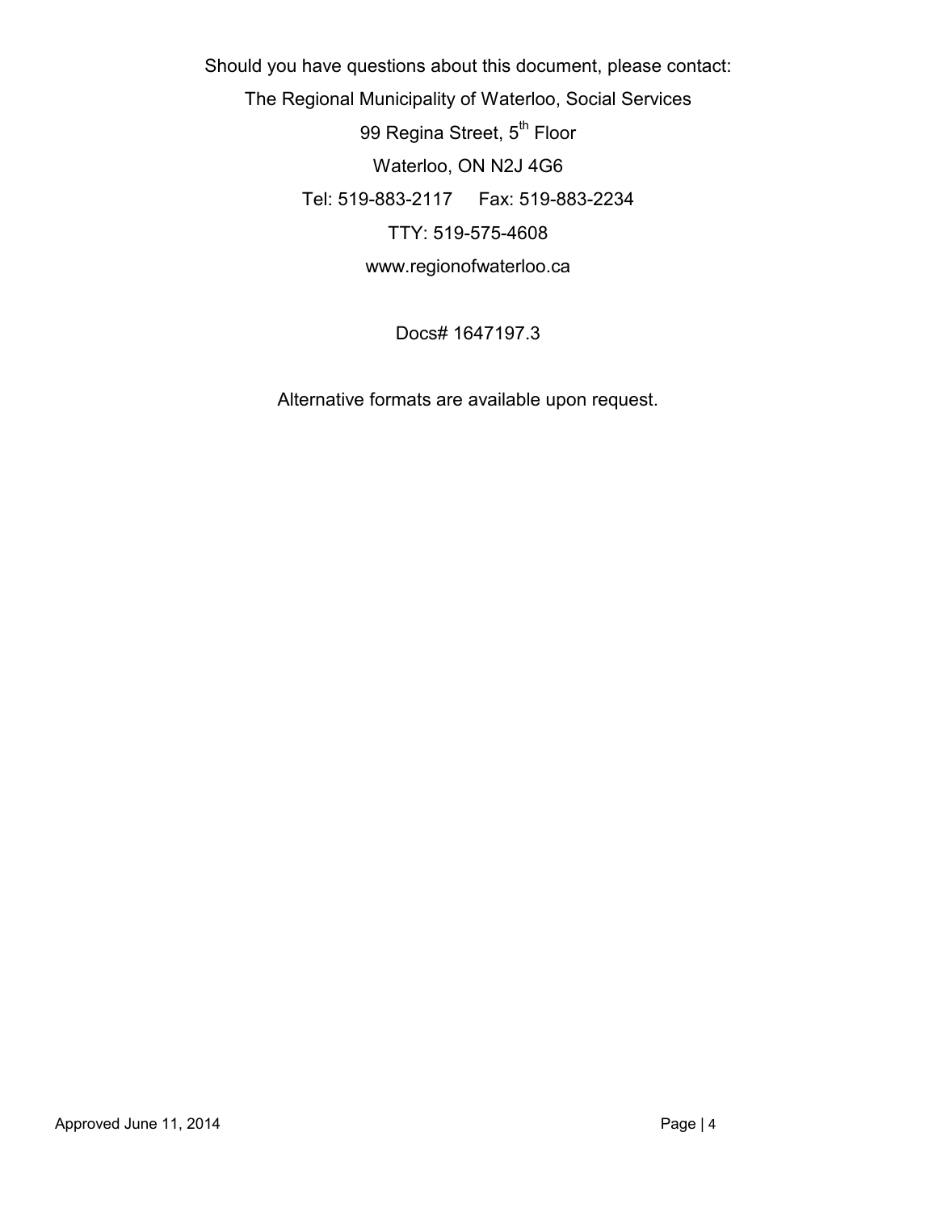Should you have questions about this document, please contact:

The Regional Municipality of Waterloo, Social Services

99 Regina Street, 5th Floor

Waterloo, ON N2J 4G6

Tel: 519-883-2117 Fax: 519-883-2234

TTY: 519-575-4608

www.regionofwaterloo.ca

Docs# 1647197.3

Alternative formats are available upon request.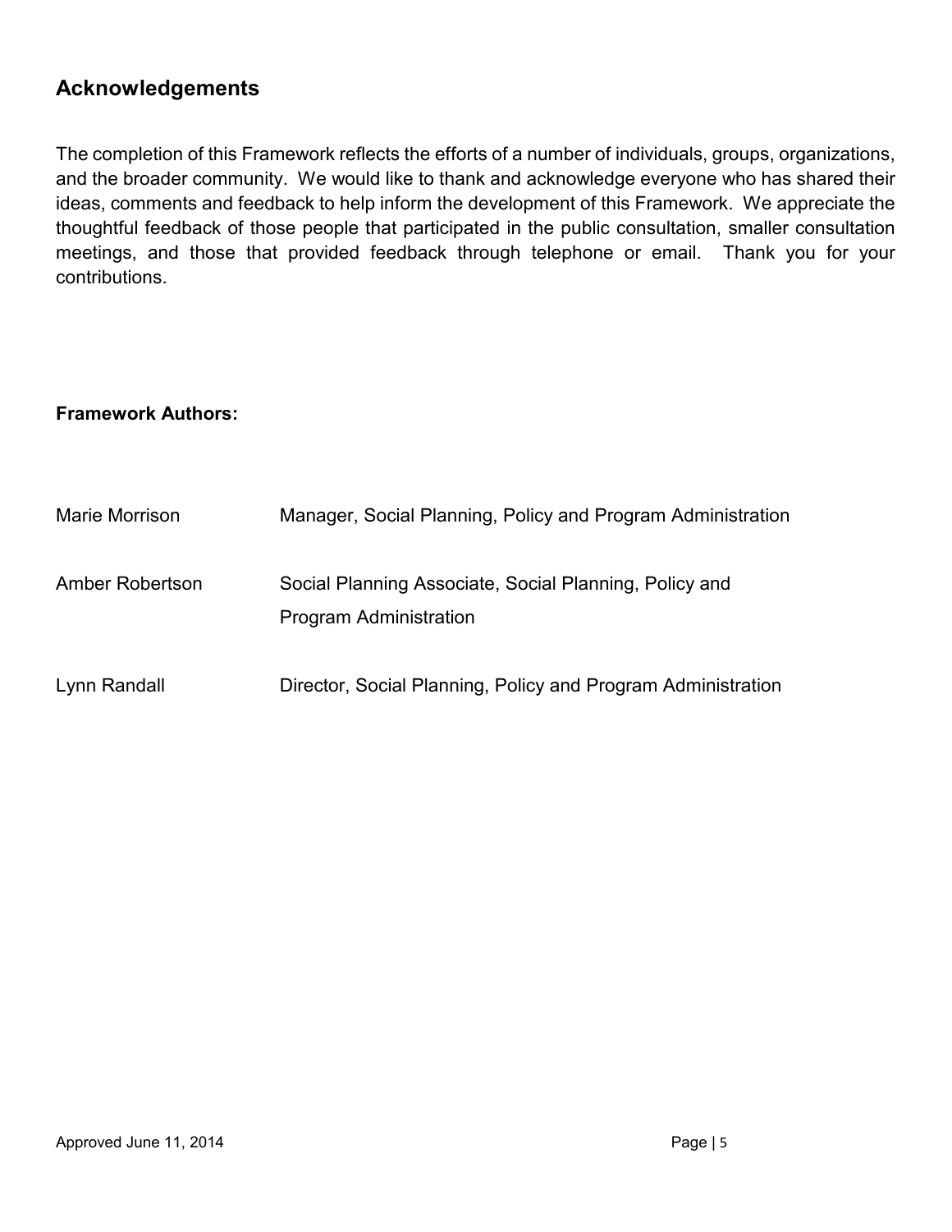## Acknowledgements

The completion of this Framework reflects the efforts of a number of individuals, groups, organizations, and the broader community. We would like to thank and acknowledge everyone who has shared their ideas, comments and feedback to help inform the development of this Framework. We appreciate the thoughtful feedback of those people that participated in the public consultation, smaller consultation meetings, and those that provided feedback through telephone or email. Thank you for your contributions.

**Framework Authors:**

| | |
|---|---|
| Marie Morrison | Manager, Social Planning, Policy and Program Administration |
| Amber Robertson | Social Planning Associate, Social Planning, Policy and Program Administration |
| Lynn Randall | Director, Social Planning, Policy and Program Administration |

Approved June 11, 2014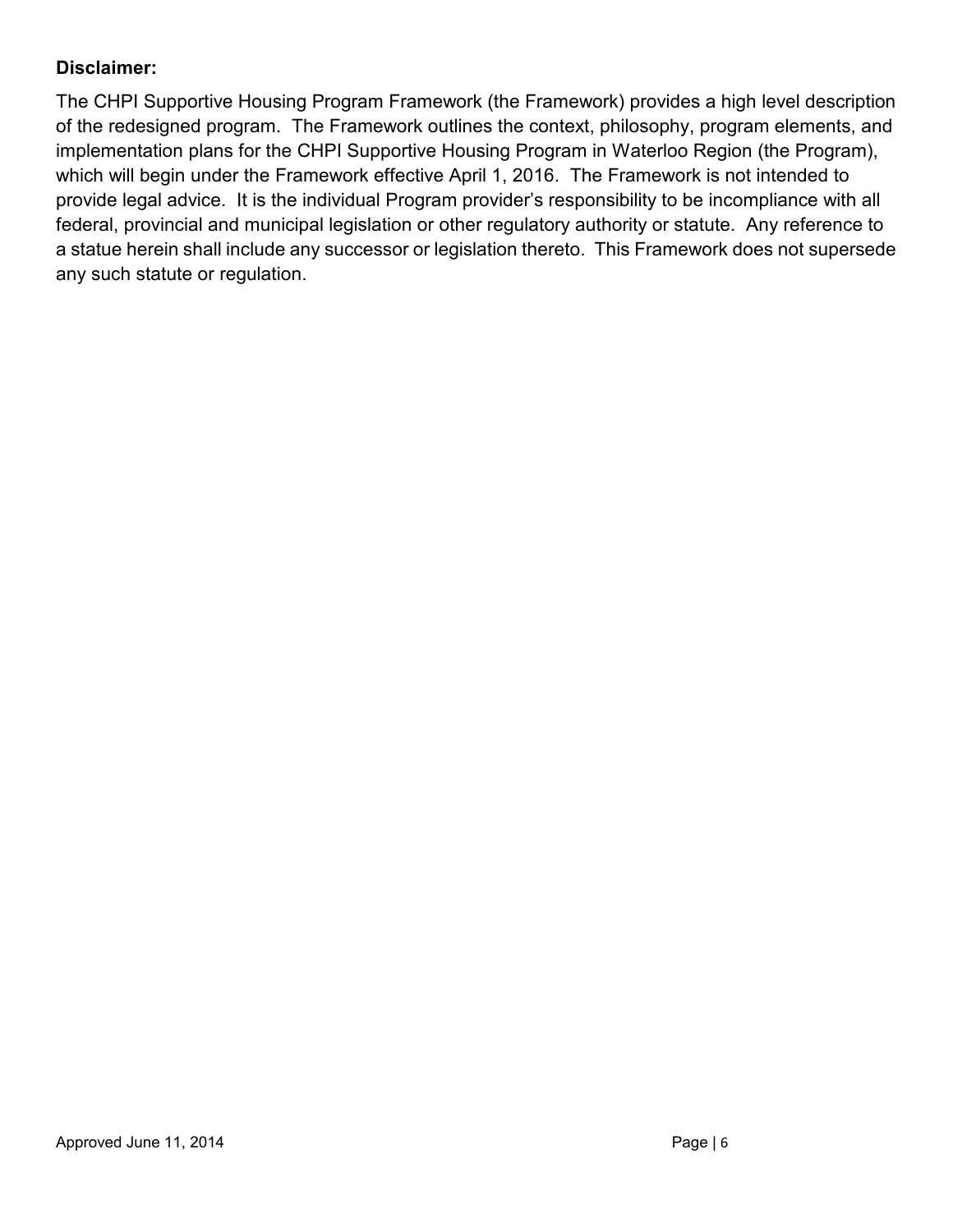**Disclaimer:**

The CHPI Supportive Housing Program Framework (the Framework) provides a high level description of the redesigned program. The Framework outlines the context, philosophy, program elements, and implementation plans for the CHPI Supportive Housing Program in Waterloo Region (the Program), which will begin under the Framework effective April 1, 2016. The Framework is not intended to provide legal advice. It is the individual Program provider's responsibility to be incompliance with all federal, provincial and municipal legislation or other regulatory authority or statute. Any reference to a statue herein shall include any successor or legislation thereto. This Framework does not supersede any such statute or regulation.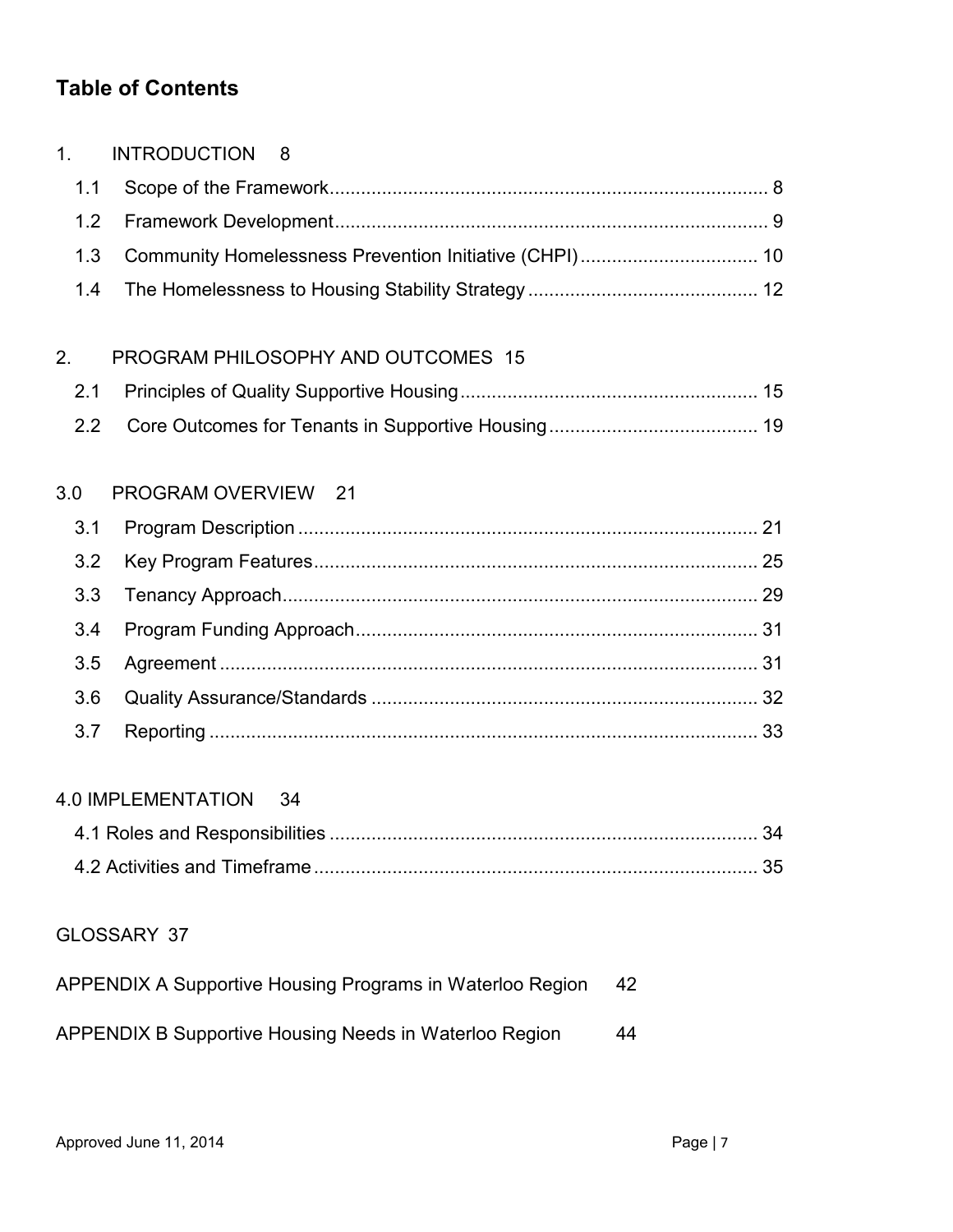## Table of Contents

1. INTRODUCTION 8
   - 1.1 Scope of the Framework .................... 8
   - 1.2 Framework Development .................... 9
   - 1.3 Community Homelessness Prevention Initiative (CHPI) .................... 10
   - 1.4 The Homelessness to Housing Stability Strategy .................... 12

2. PROGRAM PHILOSOPHY AND OUTCOMES 15
   - 2.1 Principles of Quality Supportive Housing .................... 15
   - 2.2 Core Outcomes for Tenants in Supportive Housing .................... 19

3.0 PROGRAM OVERVIEW 21
   - 3.1 Program Description .................... 21
   - 3.2 Key Program Features .................... 25
   - 3.3 Tenancy Approach .................... 29
   - 3.4 Program Funding Approach .................... 31
   - 3.5 Agreement .................... 31
   - 3.6 Quality Assurance/Standards .................... 32
   - 3.7 Reporting .................... 33

4.0 IMPLEMENTATION 34
   - 4.1 Roles and Responsibilities .................... 34
   - 4.2 Activities and Timeframe .................... 35

GLOSSARY 37

APPENDIX A Supportive Housing Programs in Waterloo Region 42

APPENDIX B Supportive Housing Needs in Waterloo Region 44

Approved June 11, 2014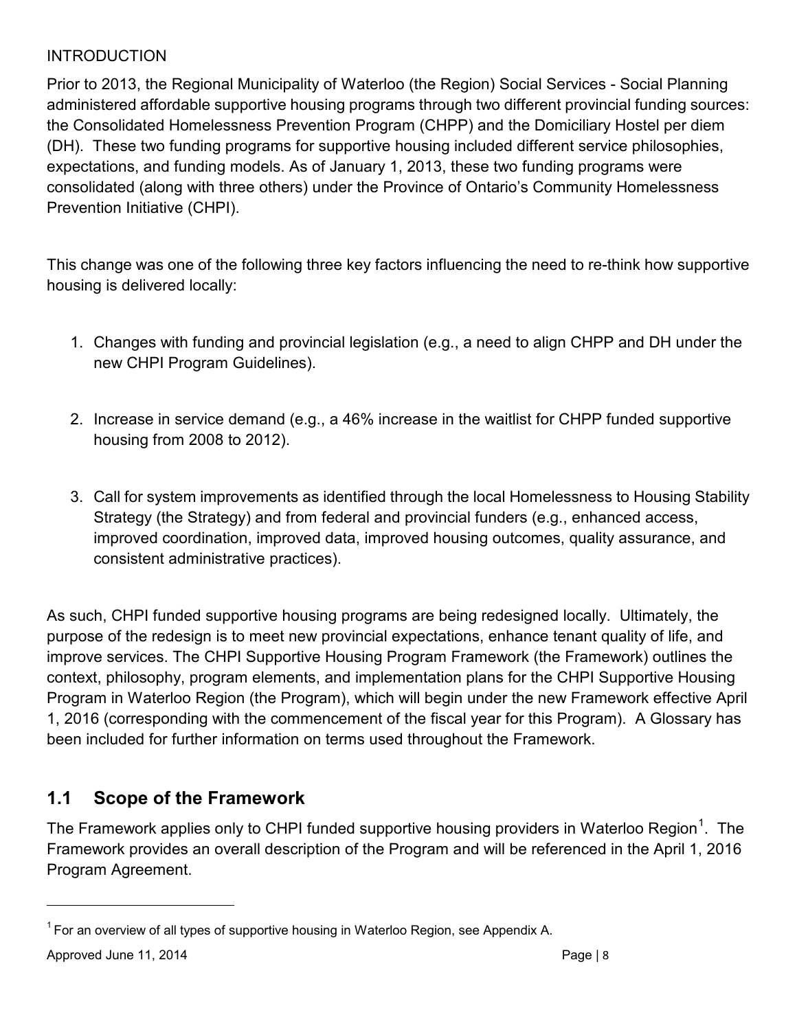INTRODUCTION

Prior to 2013, the Regional Municipality of Waterloo (the Region) Social Services - Social Planning administered affordable supportive housing programs through two different provincial funding sources: the Consolidated Homelessness Prevention Program (CHPP) and the Domiciliary Hostel per diem (DH). These two funding programs for supportive housing included different service philosophies, expectations, and funding models. As of January 1, 2013, these two funding programs were consolidated (along with three others) under the Province of Ontario's Community Homelessness Prevention Initiative (CHPI).

This change was one of the following three key factors influencing the need to re-think how supportive housing is delivered locally:

1. Changes with funding and provincial legislation (e.g., a need to align CHPP and DH under the new CHPI Program Guidelines).

2. Increase in service demand (e.g., a 46% increase in the waitlist for CHPP funded supportive housing from 2008 to 2012).

3. Call for system improvements as identified through the local Homelessness to Housing Stability Strategy (the Strategy) and from federal and provincial funders (e.g., enhanced access, improved coordination, improved data, improved housing outcomes, quality assurance, and consistent administrative practices).

As such, CHPI funded supportive housing programs are being redesigned locally. Ultimately, the purpose of the redesign is to meet new provincial expectations, enhance tenant quality of life, and improve services. The CHPI Supportive Housing Program Framework (the Framework) outlines the context, philosophy, program elements, and implementation plans for the CHPI Supportive Housing Program in Waterloo Region (the Program), which will begin under the new Framework effective April 1, 2016 (corresponding with the commencement of the fiscal year for this Program). A Glossary has been included for further information on terms used throughout the Framework.

## 1.1 Scope of the Framework

The Framework applies only to CHPI funded supportive housing providers in Waterloo Region[1]. The Framework provides an overall description of the Program and will be referenced in the April 1, 2016 Program Agreement.

[1] For an overview of all types of supportive housing in Waterloo Region, see Appendix A.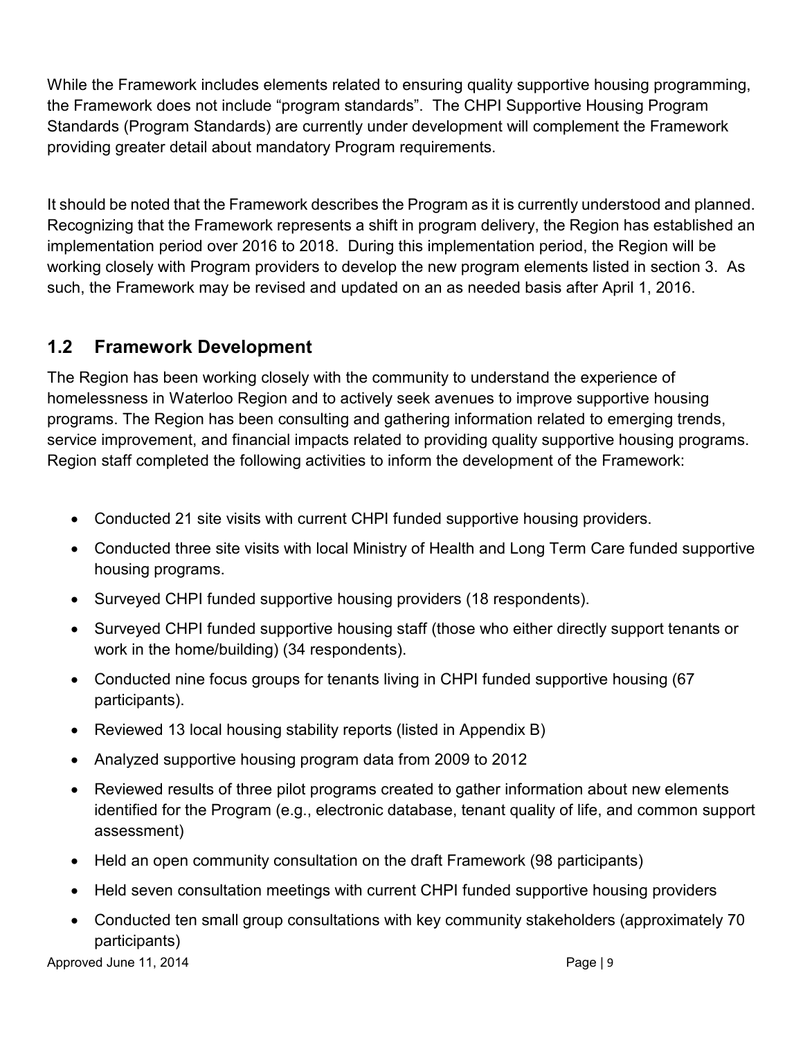While the Framework includes elements related to ensuring quality supportive housing programming, the Framework does not include "program standards". The CHPI Supportive Housing Program Standards (Program Standards) are currently under development will complement the Framework providing greater detail about mandatory Program requirements.

It should be noted that the Framework describes the Program as it is currently understood and planned. Recognizing that the Framework represents a shift in program delivery, the Region has established an implementation period over 2016 to 2018. During this implementation period, the Region will be working closely with Program providers to develop the new program elements listed in section 3. As such, the Framework may be revised and updated on an as needed basis after April 1, 2016.

## 1.2 Framework Development

The Region has been working closely with the community to understand the experience of homelessness in Waterloo Region and to actively seek avenues to improve supportive housing programs. The Region has been consulting and gathering information related to emerging trends, service improvement, and financial impacts related to providing quality supportive housing programs. Region staff completed the following activities to inform the development of the Framework:

- Conducted 21 site visits with current CHPI funded supportive housing providers.
- Conducted three site visits with local Ministry of Health and Long Term Care funded supportive housing programs.
- Surveyed CHPI funded supportive housing providers (18 respondents).
- Surveyed CHPI funded supportive housing staff (those who either directly support tenants or work in the home/building) (34 respondents).
- Conducted nine focus groups for tenants living in CHPI funded supportive housing (67 participants).
- Reviewed 13 local housing stability reports (listed in Appendix B)
- Analyzed supportive housing program data from 2009 to 2012
- Reviewed results of three pilot programs created to gather information about new elements identified for the Program (e.g., electronic database, tenant quality of life, and common support assessment)
- Held an open community consultation on the draft Framework (98 participants)
- Held seven consultation meetings with current CHPI funded supportive housing providers
- Conducted ten small group consultations with key community stakeholders (approximately 70 participants)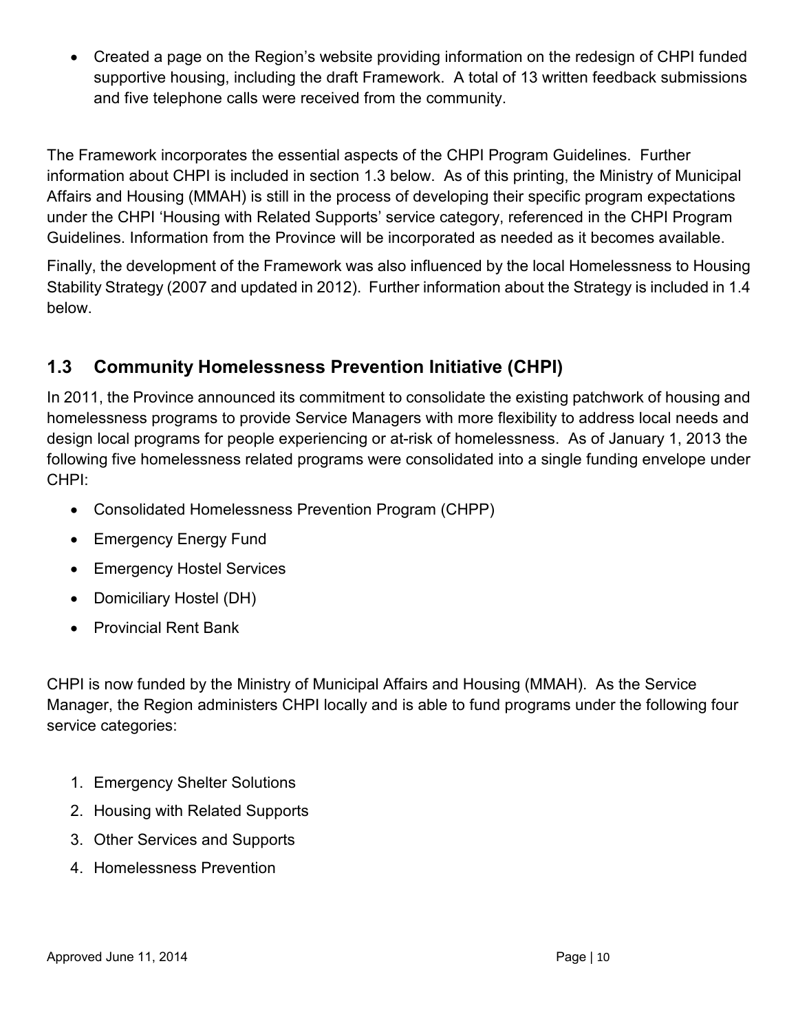- Created a page on the Region's website providing information on the redesign of CHPI funded supportive housing, including the draft Framework. A total of 13 written feedback submissions and five telephone calls were received from the community.

The Framework incorporates the essential aspects of the CHPI Program Guidelines. Further information about CHPI is included in section 1.3 below. As of this printing, the Ministry of Municipal Affairs and Housing (MMAH) is still in the process of developing their specific program expectations under the CHPI 'Housing with Related Supports' service category, referenced in the CHPI Program Guidelines. Information from the Province will be incorporated as needed as it becomes available.

Finally, the development of the Framework was also influenced by the local Homelessness to Housing Stability Strategy (2007 and updated in 2012). Further information about the Strategy is included in 1.4 below.

## 1.3 Community Homelessness Prevention Initiative (CHPI)

In 2011, the Province announced its commitment to consolidate the existing patchwork of housing and homelessness programs to provide Service Managers with more flexibility to address local needs and design local programs for people experiencing or at-risk of homelessness. As of January 1, 2013 the following five homelessness related programs were consolidated into a single funding envelope under CHPI:

- Consolidated Homelessness Prevention Program (CHPP)
- Emergency Energy Fund
- Emergency Hostel Services
- Domiciliary Hostel (DH)
- Provincial Rent Bank

CHPI is now funded by the Ministry of Municipal Affairs and Housing (MMAH). As the Service Manager, the Region administers CHPI locally and is able to fund programs under the following four service categories:

1. Emergency Shelter Solutions
2. Housing with Related Supports
3. Other Services and Supports
4. Homelessness Prevention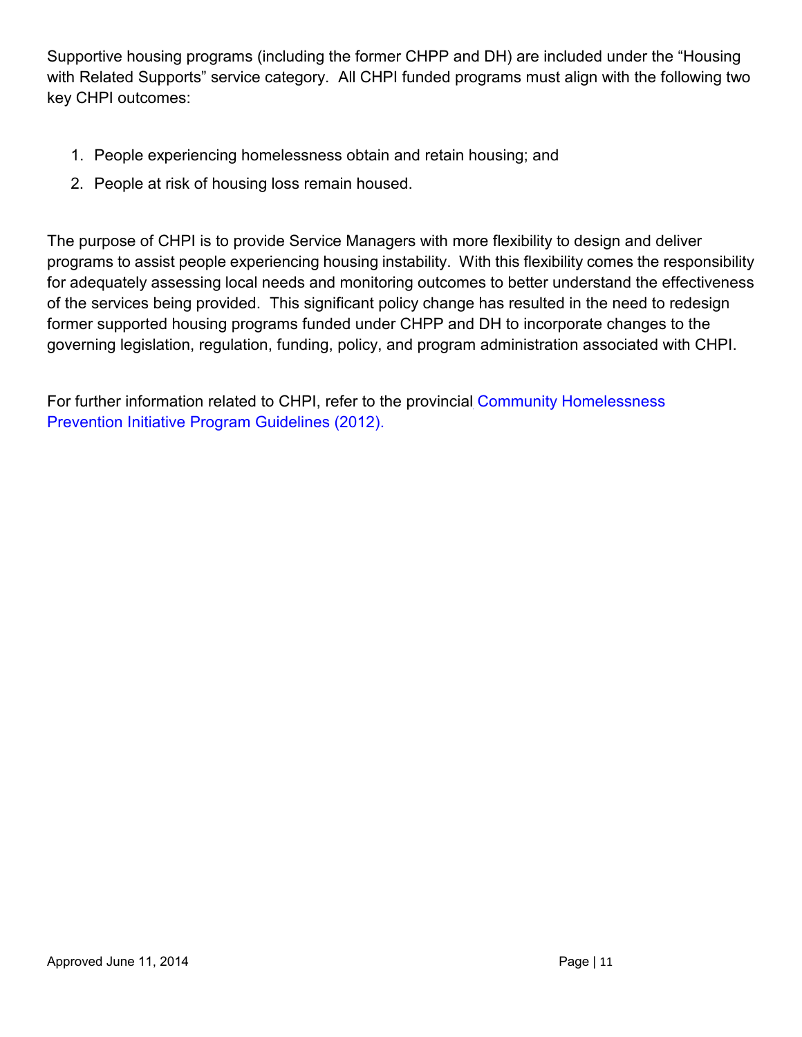Supportive housing programs (including the former CHPP and DH) are included under the "Housing with Related Supports" service category. All CHPI funded programs must align with the following two key CHPI outcomes:

1. People experiencing homelessness obtain and retain housing; and
2. People at risk of housing loss remain housed.

The purpose of CHPI is to provide Service Managers with more flexibility to design and deliver programs to assist people experiencing housing instability. With this flexibility comes the responsibility for adequately assessing local needs and monitoring outcomes to better understand the effectiveness of the services being provided. This significant policy change has resulted in the need to redesign former supported housing programs funded under CHPP and DH to incorporate changes to the governing legislation, regulation, funding, policy, and program administration associated with CHPI.

For further information related to CHPI, refer to the provincial Community Homelessness Prevention Initiative Program Guidelines (2012).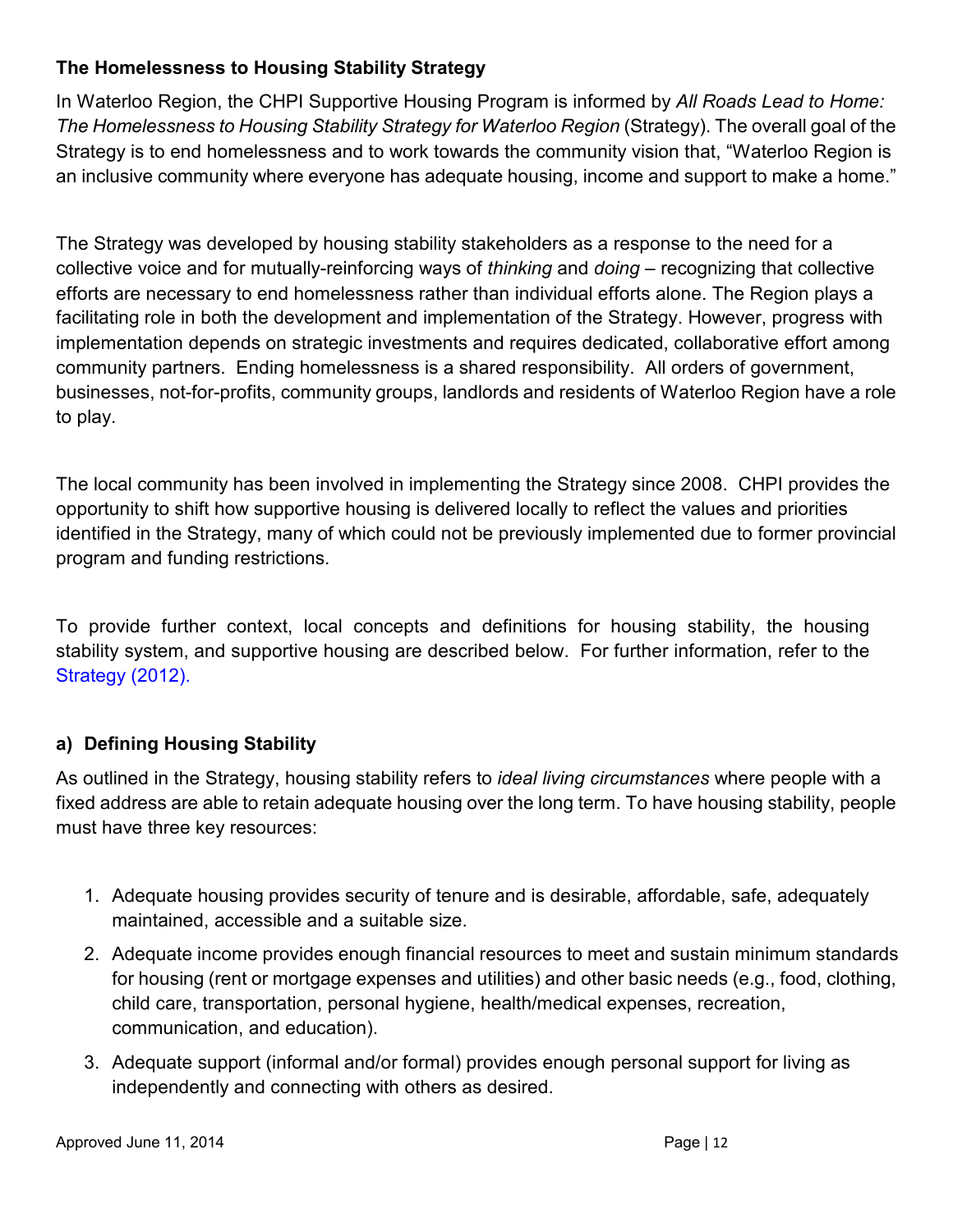### The Homelessness to Housing Stability Strategy

In Waterloo Region, the CHPI Supportive Housing Program is informed by *All Roads Lead to Home: The Homelessness to Housing Stability Strategy for Waterloo Region* (Strategy). The overall goal of the Strategy is to end homelessness and to work towards the community vision that, "Waterloo Region is an inclusive community where everyone has adequate housing, income and support to make a home."

The Strategy was developed by housing stability stakeholders as a response to the need for a collective voice and for mutually-reinforcing ways of *thinking* and *doing* – recognizing that collective efforts are necessary to end homelessness rather than individual efforts alone. The Region plays a facilitating role in both the development and implementation of the Strategy. However, progress with implementation depends on strategic investments and requires dedicated, collaborative effort among community partners. Ending homelessness is a shared responsibility. All orders of government, businesses, not-for-profits, community groups, landlords and residents of Waterloo Region have a role to play.

The local community has been involved in implementing the Strategy since 2008. CHPI provides the opportunity to shift how supportive housing is delivered locally to reflect the values and priorities identified in the Strategy, many of which could not be previously implemented due to former provincial program and funding restrictions.

To provide further context, local concepts and definitions for housing stability, the housing stability system, and supportive housing are described below. For further information, refer to the Strategy (2012).

#### a) Defining Housing Stability

As outlined in the Strategy, housing stability refers to *ideal living circumstances* where people with a fixed address are able to retain adequate housing over the long term. To have housing stability, people must have three key resources:

1. Adequate housing provides security of tenure and is desirable, affordable, safe, adequately maintained, accessible and a suitable size.
2. Adequate income provides enough financial resources to meet and sustain minimum standards for housing (rent or mortgage expenses and utilities) and other basic needs (e.g., food, clothing, child care, transportation, personal hygiene, health/medical expenses, recreation, communication, and education).
3. Adequate support (informal and/or formal) provides enough personal support for living as independently and connecting with others as desired.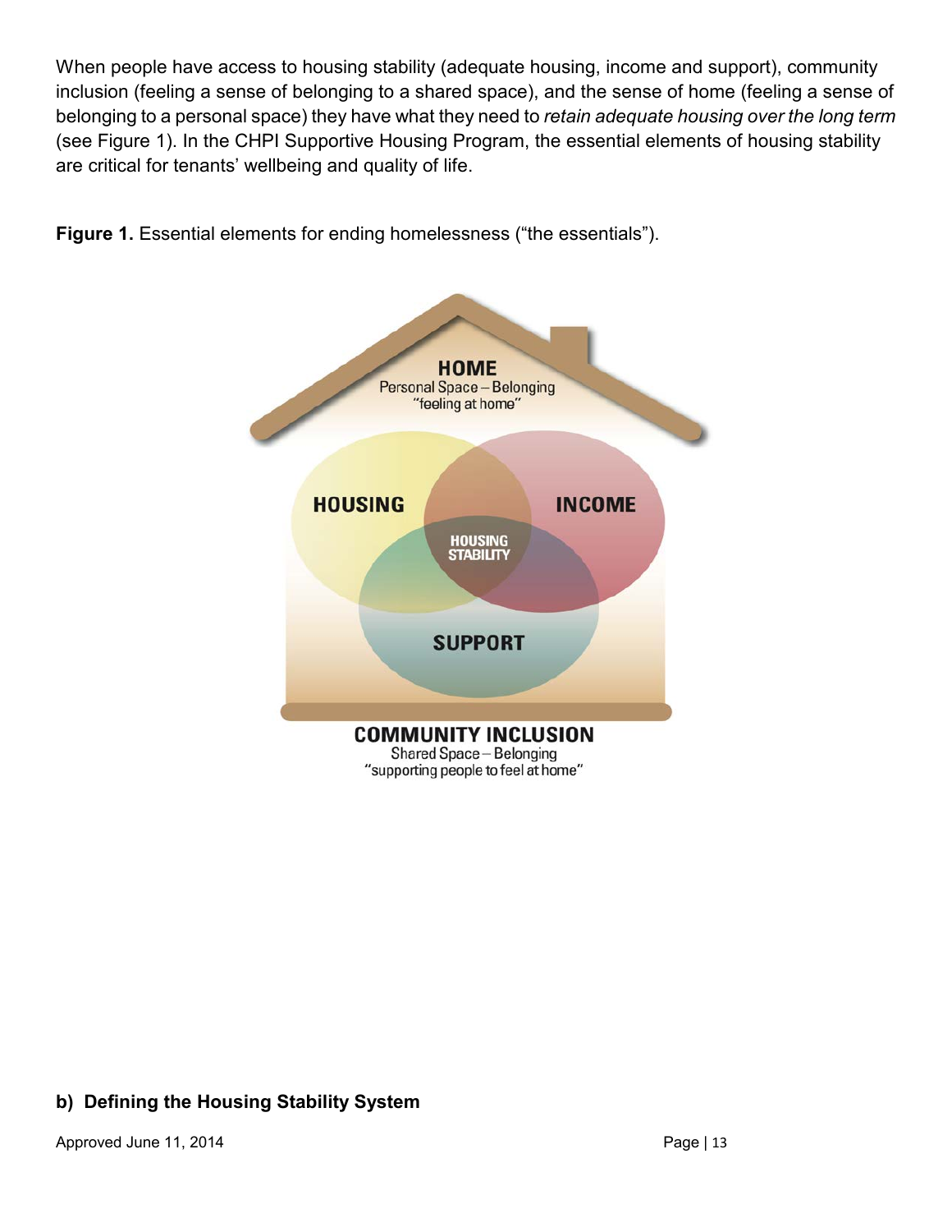When people have access to housing stability (adequate housing, income and support), community inclusion (feeling a sense of belonging to a shared space), and the sense of home (feeling a sense of belonging to a personal space) they have what they need to *retain adequate housing over the long term* (see Figure 1). In the CHPI Supportive Housing Program, the essential elements of housing stability are critical for tenants' wellbeing and quality of life.

**Figure 1.** Essential elements for ending homelessness ("the essentials").

HOME
Personal Space – Belonging
"feeling at home"

HOUSING

INCOME

HOUSING STABILITY

SUPPORT

COMMUNITY INCLUSION
Shared Space – Belonging
"supporting people to feel at home"

## b) Defining the Housing Stability System

Approved June 11, 2014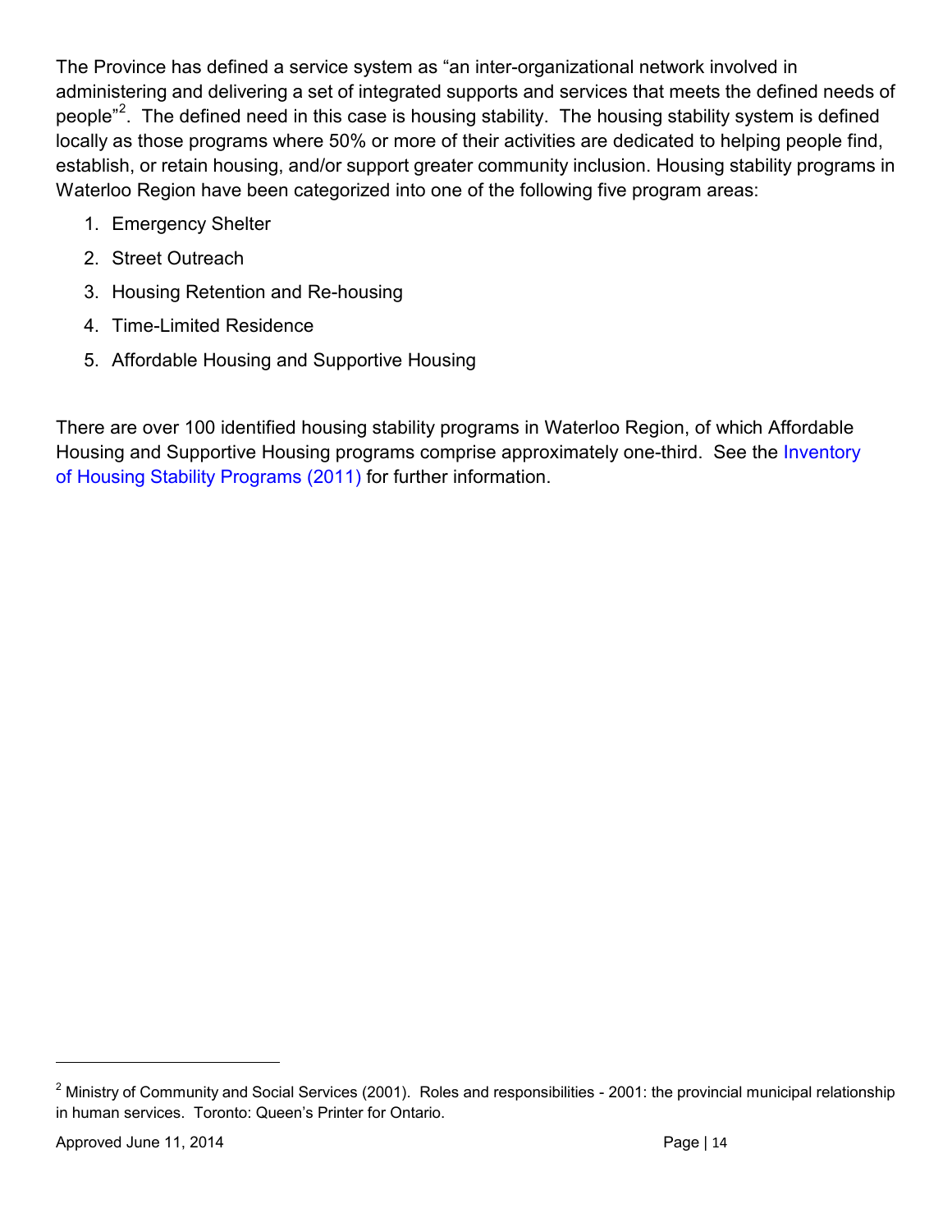The Province has defined a service system as "an inter-organizational network involved in administering and delivering a set of integrated supports and services that meets the defined needs of people"[2]. The defined need in this case is housing stability. The housing stability system is defined locally as those programs where 50% or more of their activities are dedicated to helping people find, establish, or retain housing, and/or support greater community inclusion. Housing stability programs in Waterloo Region have been categorized into one of the following five program areas:

1. Emergency Shelter
2. Street Outreach
3. Housing Retention and Re-housing
4. Time-Limited Residence
5. Affordable Housing and Supportive Housing

There are over 100 identified housing stability programs in Waterloo Region, of which Affordable Housing and Supportive Housing programs comprise approximately one-third. See the Inventory of Housing Stability Programs (2011) for further information.

[2] Ministry of Community and Social Services (2001). Roles and responsibilities - 2001: the provincial municipal relationship in human services. Toronto: Queen's Printer for Ontario.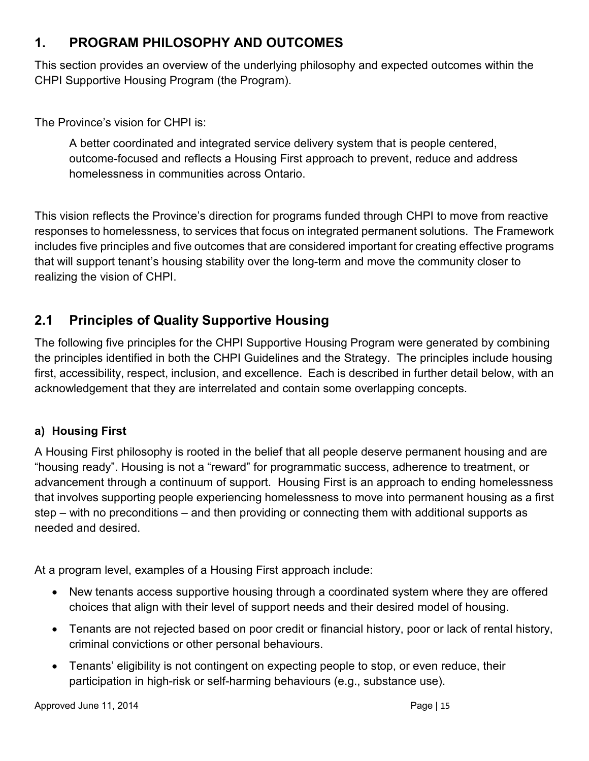## 1. PROGRAM PHILOSOPHY AND OUTCOMES

This section provides an overview of the underlying philosophy and expected outcomes within the CHPI Supportive Housing Program (the Program).

The Province's vision for CHPI is:

> A better coordinated and integrated service delivery system that is people centered, outcome-focused and reflects a Housing First approach to prevent, reduce and address homelessness in communities across Ontario.

This vision reflects the Province's direction for programs funded through CHPI to move from reactive responses to homelessness, to services that focus on integrated permanent solutions. The Framework includes five principles and five outcomes that are considered important for creating effective programs that will support tenant's housing stability over the long-term and move the community closer to realizing the vision of CHPI.

## 2.1 Principles of Quality Supportive Housing

The following five principles for the CHPI Supportive Housing Program were generated by combining the principles identified in both the CHPI Guidelines and the Strategy. The principles include housing first, accessibility, respect, inclusion, and excellence. Each is described in further detail below, with an acknowledgement that they are interrelated and contain some overlapping concepts.

### a) Housing First

A Housing First philosophy is rooted in the belief that all people deserve permanent housing and are "housing ready". Housing is not a "reward" for programmatic success, adherence to treatment, or advancement through a continuum of support. Housing First is an approach to ending homelessness that involves supporting people experiencing homelessness to move into permanent housing as a first step – with no preconditions – and then providing or connecting them with additional supports as needed and desired.

At a program level, examples of a Housing First approach include:

- New tenants access supportive housing through a coordinated system where they are offered choices that align with their level of support needs and their desired model of housing.
- Tenants are not rejected based on poor credit or financial history, poor or lack of rental history, criminal convictions or other personal behaviours.
- Tenants' eligibility is not contingent on expecting people to stop, or even reduce, their participation in high-risk or self-harming behaviours (e.g., substance use).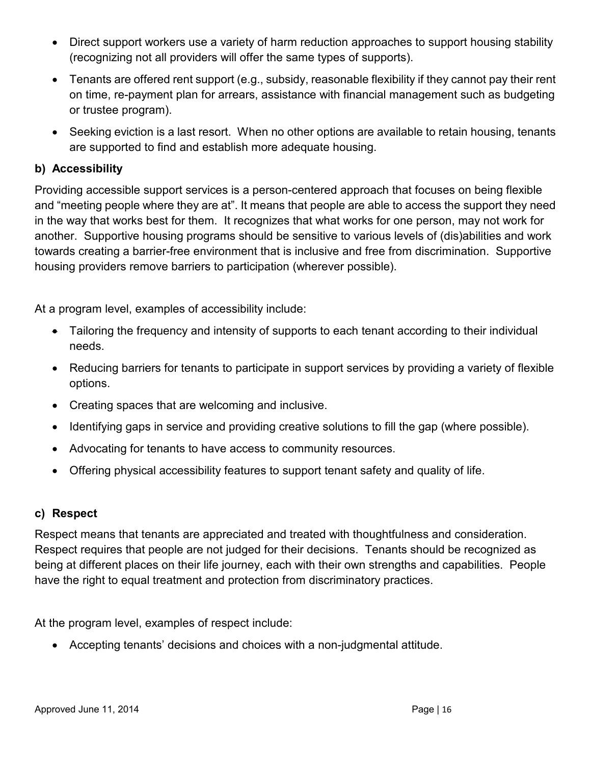- Direct support workers use a variety of harm reduction approaches to support housing stability (recognizing not all providers will offer the same types of supports).
- Tenants are offered rent support (e.g., subsidy, reasonable flexibility if they cannot pay their rent on time, re-payment plan for arrears, assistance with financial management such as budgeting or trustee program).
- Seeking eviction is a last resort. When no other options are available to retain housing, tenants are supported to find and establish more adequate housing.

### b) Accessibility

Providing accessible support services is a person-centered approach that focuses on being flexible and "meeting people where they are at". It means that people are able to access the support they need in the way that works best for them. It recognizes that what works for one person, may not work for another. Supportive housing programs should be sensitive to various levels of (dis)abilities and work towards creating a barrier-free environment that is inclusive and free from discrimination. Supportive housing providers remove barriers to participation (wherever possible).

At a program level, examples of accessibility include:

- Tailoring the frequency and intensity of supports to each tenant according to their individual needs.
- Reducing barriers for tenants to participate in support services by providing a variety of flexible options.
- Creating spaces that are welcoming and inclusive.
- Identifying gaps in service and providing creative solutions to fill the gap (where possible).
- Advocating for tenants to have access to community resources.
- Offering physical accessibility features to support tenant safety and quality of life.

### c) Respect

Respect means that tenants are appreciated and treated with thoughtfulness and consideration. Respect requires that people are not judged for their decisions. Tenants should be recognized as being at different places on their life journey, each with their own strengths and capabilities. People have the right to equal treatment and protection from discriminatory practices.

At the program level, examples of respect include:

- Accepting tenants' decisions and choices with a non-judgmental attitude.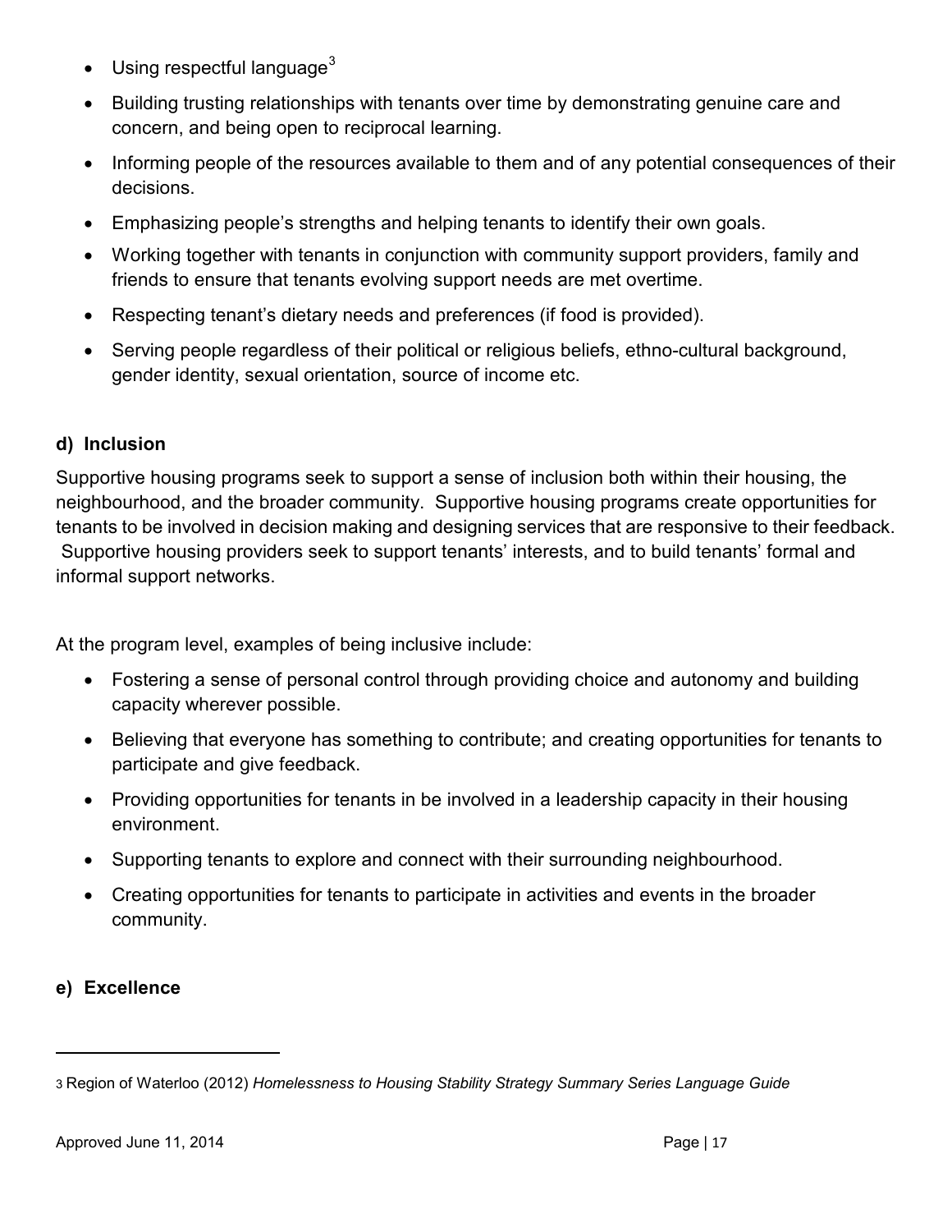- Using respectful language[3]
- Building trusting relationships with tenants over time by demonstrating genuine care and concern, and being open to reciprocal learning.
- Informing people of the resources available to them and of any potential consequences of their decisions.
- Emphasizing people's strengths and helping tenants to identify their own goals.
- Working together with tenants in conjunction with community support providers, family and friends to ensure that tenants evolving support needs are met overtime.
- Respecting tenant's dietary needs and preferences (if food is provided).
- Serving people regardless of their political or religious beliefs, ethno-cultural background, gender identity, sexual orientation, source of income etc.

### d) Inclusion

Supportive housing programs seek to support a sense of inclusion both within their housing, the neighbourhood, and the broader community. Supportive housing programs create opportunities for tenants to be involved in decision making and designing services that are responsive to their feedback. Supportive housing providers seek to support tenants' interests, and to build tenants' formal and informal support networks.

At the program level, examples of being inclusive include:

- Fostering a sense of personal control through providing choice and autonomy and building capacity wherever possible.
- Believing that everyone has something to contribute; and creating opportunities for tenants to participate and give feedback.
- Providing opportunities for tenants in be involved in a leadership capacity in their housing environment.
- Supporting tenants to explore and connect with their surrounding neighbourhood.
- Creating opportunities for tenants to participate in activities and events in the broader community.

### e) Excellence

---

3 Region of Waterloo (2012) *Homelessness to Housing Stability Strategy Summary Series Language Guide*

Approved June 11, 2014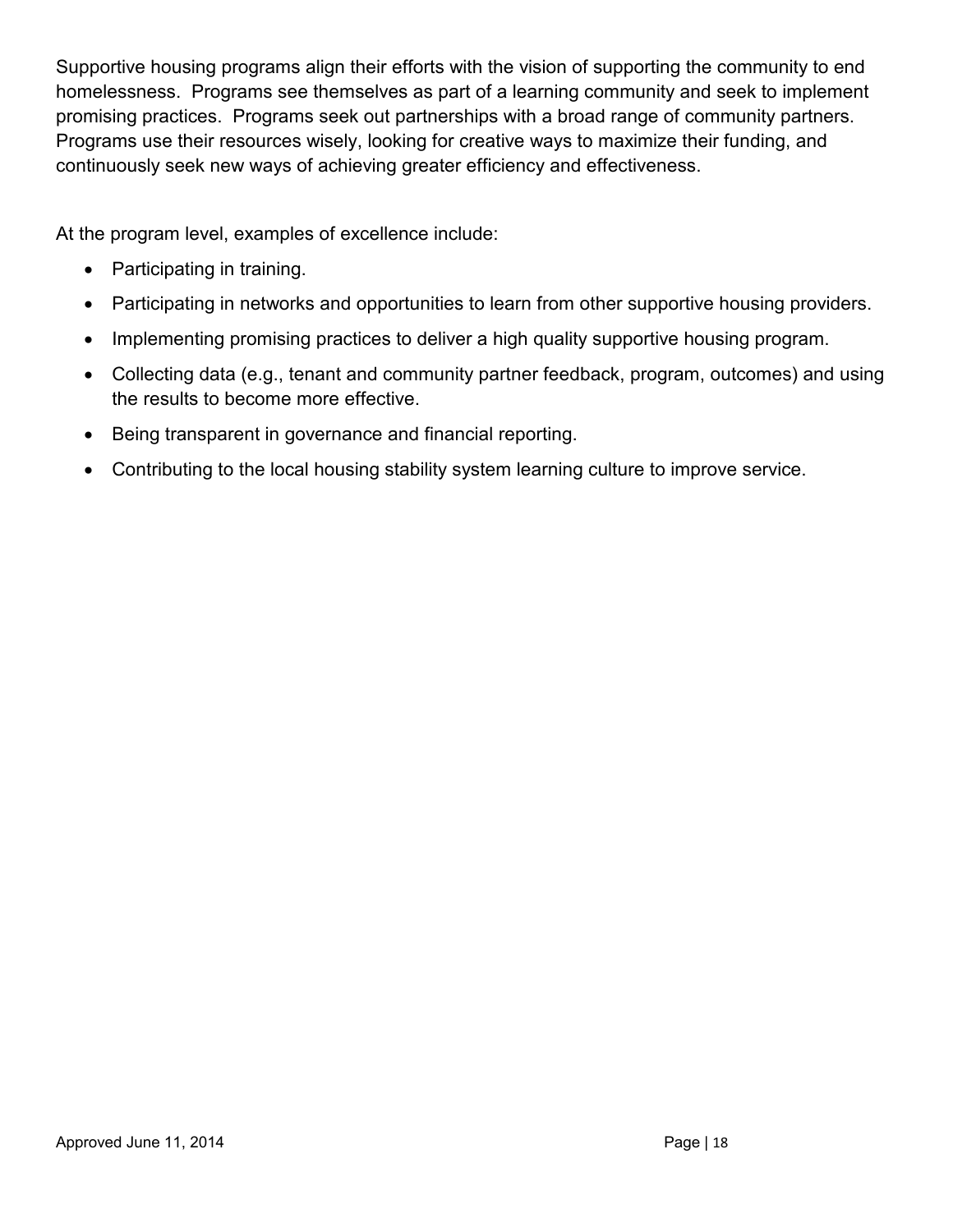Supportive housing programs align their efforts with the vision of supporting the community to end homelessness. Programs see themselves as part of a learning community and seek to implement promising practices. Programs seek out partnerships with a broad range of community partners. Programs use their resources wisely, looking for creative ways to maximize their funding, and continuously seek new ways of achieving greater efficiency and effectiveness.

At the program level, examples of excellence include:

- Participating in training.
- Participating in networks and opportunities to learn from other supportive housing providers.
- Implementing promising practices to deliver a high quality supportive housing program.
- Collecting data (e.g., tenant and community partner feedback, program, outcomes) and using the results to become more effective.
- Being transparent in governance and financial reporting.
- Contributing to the local housing stability system learning culture to improve service.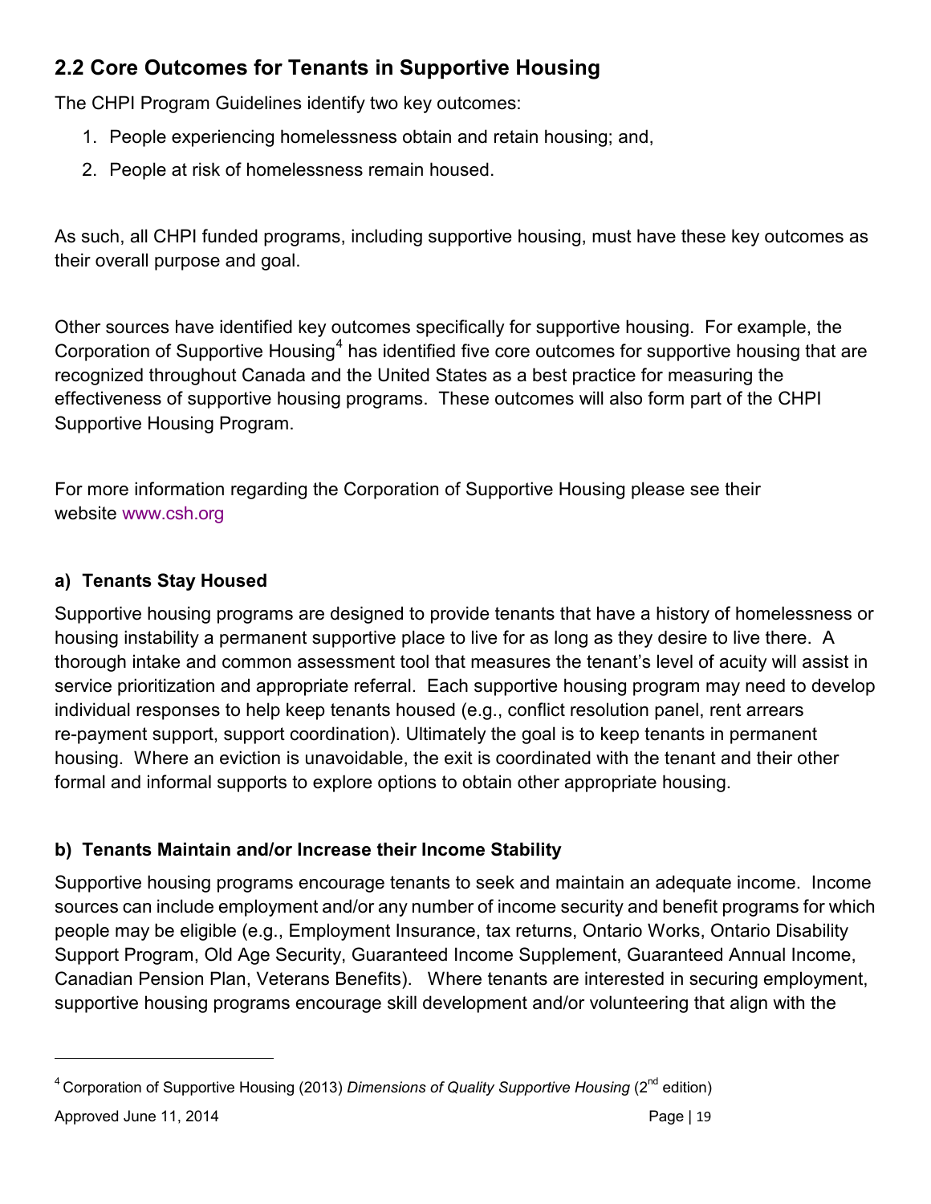## 2.2 Core Outcomes for Tenants in Supportive Housing

The CHPI Program Guidelines identify two key outcomes:

1. People experiencing homelessness obtain and retain housing; and,
2. People at risk of homelessness remain housed.

As such, all CHPI funded programs, including supportive housing, must have these key outcomes as their overall purpose and goal.

Other sources have identified key outcomes specifically for supportive housing. For example, the Corporation of Supportive Housing[4] has identified five core outcomes for supportive housing that are recognized throughout Canada and the United States as a best practice for measuring the effectiveness of supportive housing programs. These outcomes will also form part of the CHPI Supportive Housing Program.

For more information regarding the Corporation of Supportive Housing please see their website www.csh.org

### a) Tenants Stay Housed

Supportive housing programs are designed to provide tenants that have a history of homelessness or housing instability a permanent supportive place to live for as long as they desire to live there. A thorough intake and common assessment tool that measures the tenant's level of acuity will assist in service prioritization and appropriate referral. Each supportive housing program may need to develop individual responses to help keep tenants housed (e.g., conflict resolution panel, rent arrears re-payment support, support coordination). Ultimately the goal is to keep tenants in permanent housing. Where an eviction is unavoidable, the exit is coordinated with the tenant and their other formal and informal supports to explore options to obtain other appropriate housing.

### b) Tenants Maintain and/or Increase their Income Stability

Supportive housing programs encourage tenants to seek and maintain an adequate income. Income sources can include employment and/or any number of income security and benefit programs for which people may be eligible (e.g., Employment Insurance, tax returns, Ontario Works, Ontario Disability Support Program, Old Age Security, Guaranteed Income Supplement, Guaranteed Annual Income, Canadian Pension Plan, Veterans Benefits). Where tenants are interested in securing employment, supportive housing programs encourage skill development and/or volunteering that align with the

---

[4] Corporation of Supportive Housing (2013) *Dimensions of Quality Supportive Housing* (2nd edition)

Approved June 11, 2014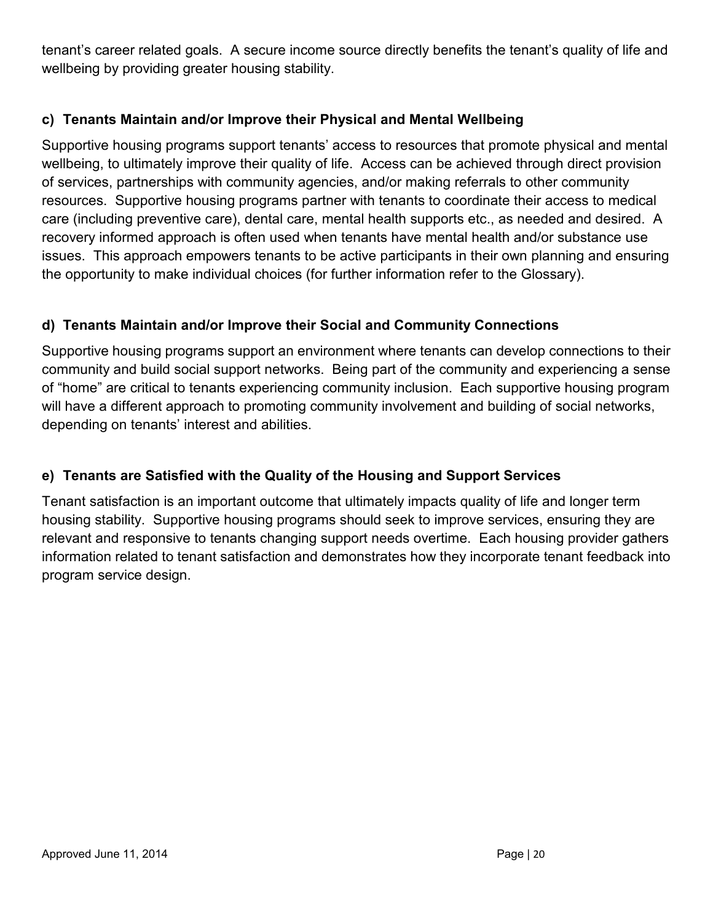tenant's career related goals. A secure income source directly benefits the tenant's quality of life and wellbeing by providing greater housing stability.

### c) Tenants Maintain and/or Improve their Physical and Mental Wellbeing

Supportive housing programs support tenants' access to resources that promote physical and mental wellbeing, to ultimately improve their quality of life. Access can be achieved through direct provision of services, partnerships with community agencies, and/or making referrals to other community resources. Supportive housing programs partner with tenants to coordinate their access to medical care (including preventive care), dental care, mental health supports etc., as needed and desired. A recovery informed approach is often used when tenants have mental health and/or substance use issues. This approach empowers tenants to be active participants in their own planning and ensuring the opportunity to make individual choices (for further information refer to the Glossary).

### d) Tenants Maintain and/or Improve their Social and Community Connections

Supportive housing programs support an environment where tenants can develop connections to their community and build social support networks. Being part of the community and experiencing a sense of "home" are critical to tenants experiencing community inclusion. Each supportive housing program will have a different approach to promoting community involvement and building of social networks, depending on tenants' interest and abilities.

### e) Tenants are Satisfied with the Quality of the Housing and Support Services

Tenant satisfaction is an important outcome that ultimately impacts quality of life and longer term housing stability. Supportive housing programs should seek to improve services, ensuring they are relevant and responsive to tenants changing support needs overtime. Each housing provider gathers information related to tenant satisfaction and demonstrates how they incorporate tenant feedback into program service design.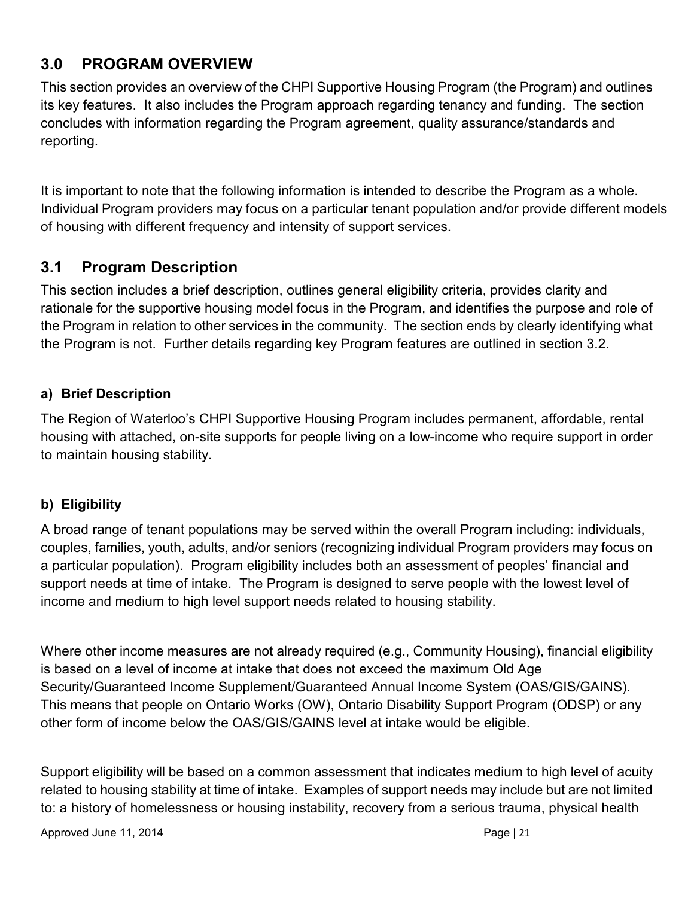## 3.0 PROGRAM OVERVIEW

This section provides an overview of the CHPI Supportive Housing Program (the Program) and outlines its key features. It also includes the Program approach regarding tenancy and funding. The section concludes with information regarding the Program agreement, quality assurance/standards and reporting.

It is important to note that the following information is intended to describe the Program as a whole. Individual Program providers may focus on a particular tenant population and/or provide different models of housing with different frequency and intensity of support services.

## 3.1 Program Description

This section includes a brief description, outlines general eligibility criteria, provides clarity and rationale for the supportive housing model focus in the Program, and identifies the purpose and role of the Program in relation to other services in the community. The section ends by clearly identifying what the Program is not. Further details regarding key Program features are outlined in section 3.2.

### a) Brief Description

The Region of Waterloo's CHPI Supportive Housing Program includes permanent, affordable, rental housing with attached, on-site supports for people living on a low-income who require support in order to maintain housing stability.

### b) Eligibility

A broad range of tenant populations may be served within the overall Program including: individuals, couples, families, youth, adults, and/or seniors (recognizing individual Program providers may focus on a particular population). Program eligibility includes both an assessment of peoples' financial and support needs at time of intake. The Program is designed to serve people with the lowest level of income and medium to high level support needs related to housing stability.

Where other income measures are not already required (e.g., Community Housing), financial eligibility is based on a level of income at intake that does not exceed the maximum Old Age Security/Guaranteed Income Supplement/Guaranteed Annual Income System (OAS/GIS/GAINS). This means that people on Ontario Works (OW), Ontario Disability Support Program (ODSP) or any other form of income below the OAS/GIS/GAINS level at intake would be eligible.

Support eligibility will be based on a common assessment that indicates medium to high level of acuity related to housing stability at time of intake. Examples of support needs may include but are not limited to: a history of homelessness or housing instability, recovery from a serious trauma, physical health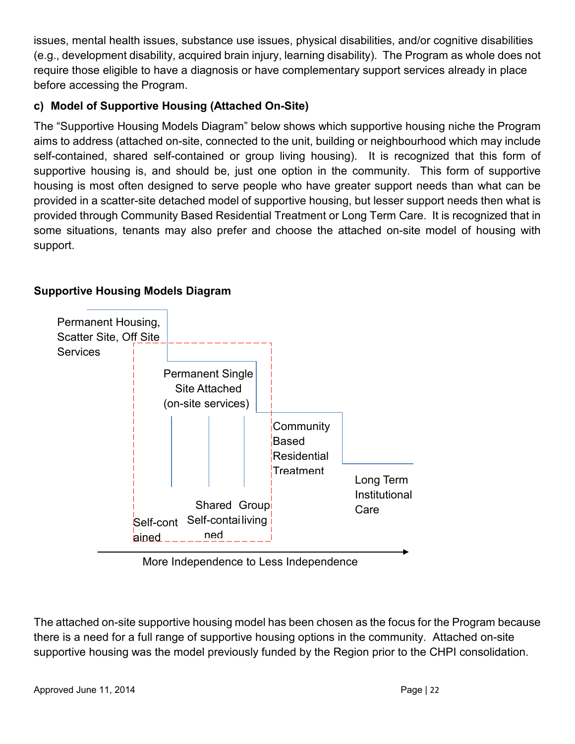issues, mental health issues, substance use issues, physical disabilities, and/or cognitive disabilities (e.g., development disability, acquired brain injury, learning disability). The Program as whole does not require those eligible to have a diagnosis or have complementary support services already in place before accessing the Program.

### c) Model of Supportive Housing (Attached On-Site)

The "Supportive Housing Models Diagram" below shows which supportive housing niche the Program aims to address (attached on-site, connected to the unit, building or neighbourhood which may include self-contained, shared self-contained or group living housing). It is recognized that this form of supportive housing is, and should be, just one option in the community. This form of supportive housing is most often designed to serve people who have greater support needs than what can be provided in a scatter-site detached model of supportive housing, but lesser support needs then what is provided through Community Based Residential Treatment or Long Term Care. It is recognized that in some situations, tenants may also prefer and choose the attached on-site model of housing with support.

**Supportive Housing Models Diagram**

Permanent Housing, Scatter Site, Off Site Services

Permanent Single Site Attached (on-site services)

Self-contained

Shared Self-contained

Group living

Community Based Residential Treatment

Long Term Institutional Care

More Independence to Less Independence

The attached on-site supportive housing model has been chosen as the focus for the Program because there is a need for a full range of supportive housing options in the community. Attached on-site supportive housing was the model previously funded by the Region prior to the CHPI consolidation.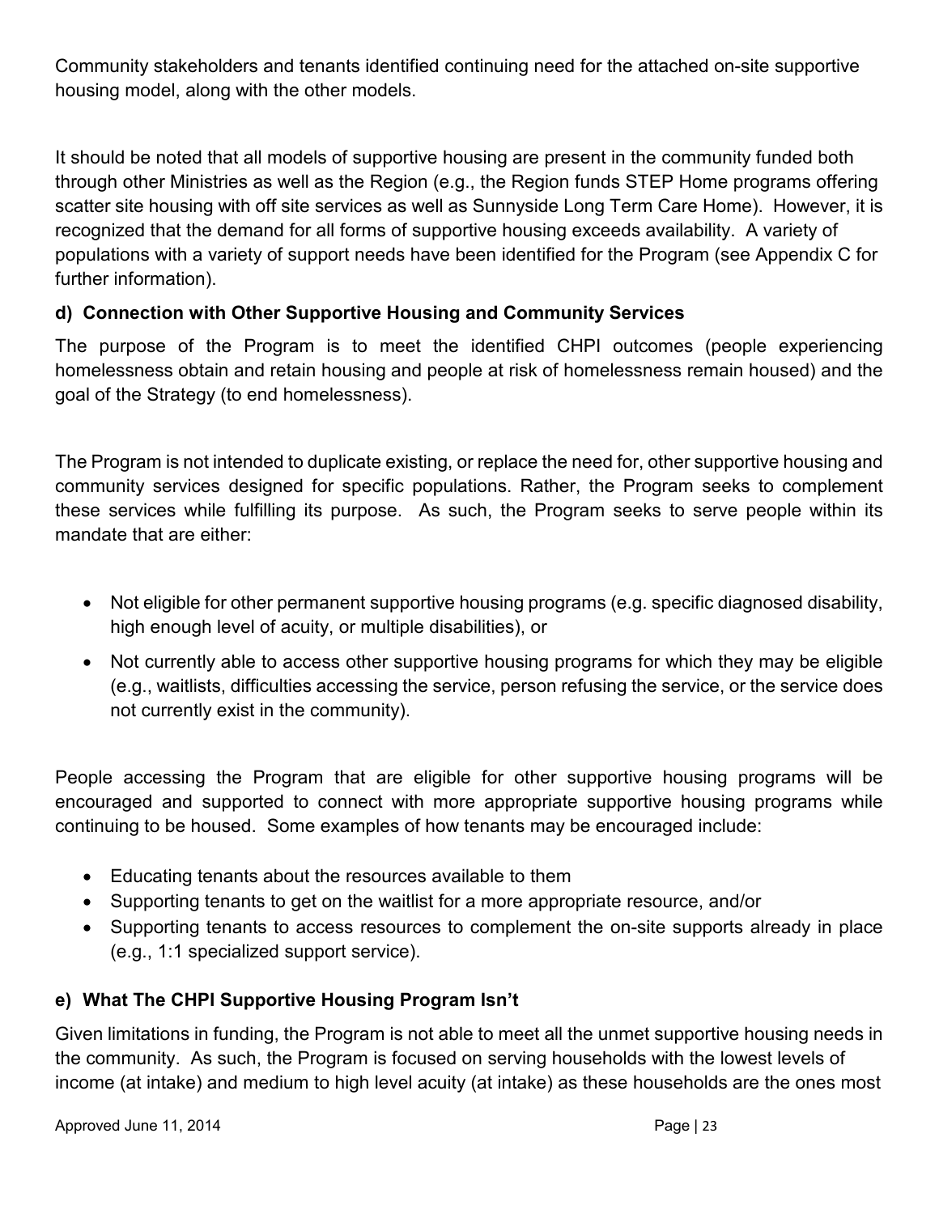Community stakeholders and tenants identified continuing need for the attached on-site supportive housing model, along with the other models.

It should be noted that all models of supportive housing are present in the community funded both through other Ministries as well as the Region (e.g., the Region funds STEP Home programs offering scatter site housing with off site services as well as Sunnyside Long Term Care Home). However, it is recognized that the demand for all forms of supportive housing exceeds availability. A variety of populations with a variety of support needs have been identified for the Program (see Appendix C for further information).

### d) Connection with Other Supportive Housing and Community Services

The purpose of the Program is to meet the identified CHPI outcomes (people experiencing homelessness obtain and retain housing and people at risk of homelessness remain housed) and the goal of the Strategy (to end homelessness).

The Program is not intended to duplicate existing, or replace the need for, other supportive housing and community services designed for specific populations. Rather, the Program seeks to complement these services while fulfilling its purpose. As such, the Program seeks to serve people within its mandate that are either:

- Not eligible for other permanent supportive housing programs (e.g. specific diagnosed disability, high enough level of acuity, or multiple disabilities), or
- Not currently able to access other supportive housing programs for which they may be eligible (e.g., waitlists, difficulties accessing the service, person refusing the service, or the service does not currently exist in the community).

People accessing the Program that are eligible for other supportive housing programs will be encouraged and supported to connect with more appropriate supportive housing programs while continuing to be housed. Some examples of how tenants may be encouraged include:

- Educating tenants about the resources available to them
- Supporting tenants to get on the waitlist for a more appropriate resource, and/or
- Supporting tenants to access resources to complement the on-site supports already in place (e.g., 1:1 specialized support service).

### e) What The CHPI Supportive Housing Program Isn't

Given limitations in funding, the Program is not able to meet all the unmet supportive housing needs in the community. As such, the Program is focused on serving households with the lowest levels of income (at intake) and medium to high level acuity (at intake) as these households are the ones most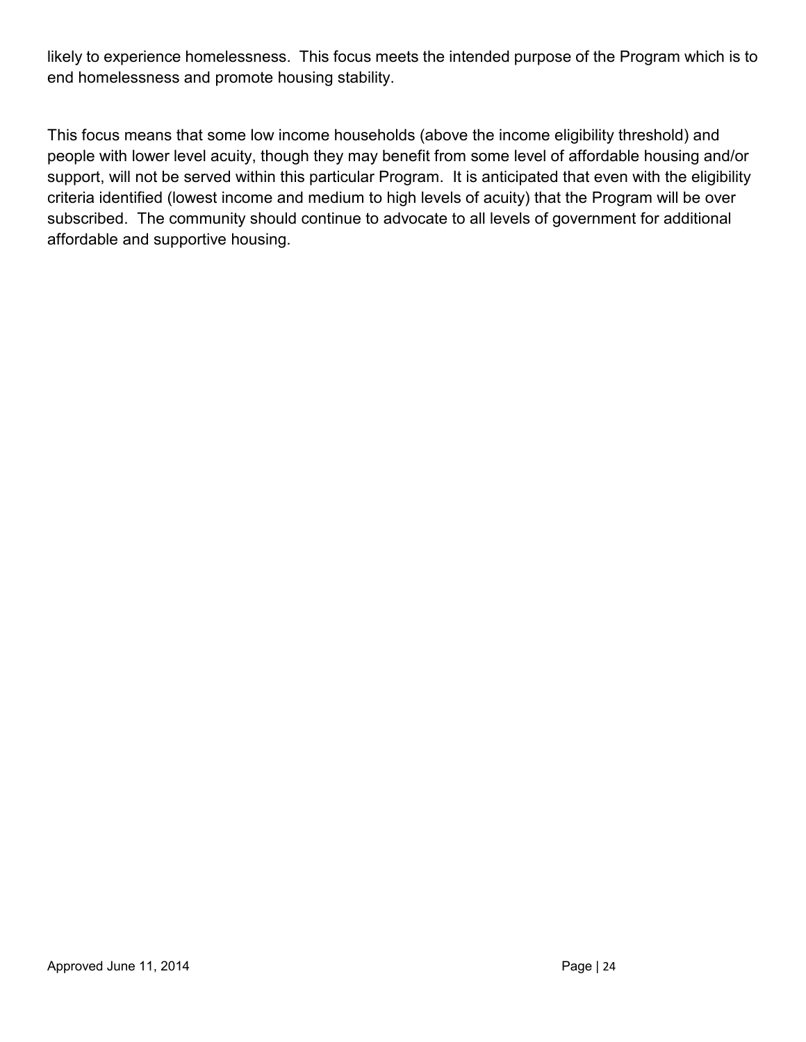likely to experience homelessness. This focus meets the intended purpose of the Program which is to end homelessness and promote housing stability.

This focus means that some low income households (above the income eligibility threshold) and people with lower level acuity, though they may benefit from some level of affordable housing and/or support, will not be served within this particular Program. It is anticipated that even with the eligibility criteria identified (lowest income and medium to high levels of acuity) that the Program will be over subscribed. The community should continue to advocate to all levels of government for additional affordable and supportive housing.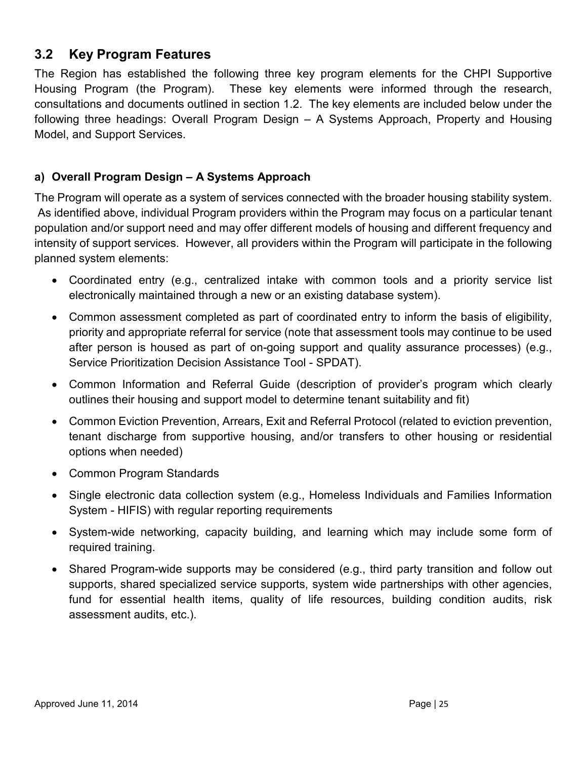## 3.2 Key Program Features

The Region has established the following three key program elements for the CHPI Supportive Housing Program (the Program). These key elements were informed through the research, consultations and documents outlined in section 1.2. The key elements are included below under the following three headings: Overall Program Design – A Systems Approach, Property and Housing Model, and Support Services.

### a) Overall Program Design – A Systems Approach

The Program will operate as a system of services connected with the broader housing stability system. As identified above, individual Program providers within the Program may focus on a particular tenant population and/or support need and may offer different models of housing and different frequency and intensity of support services. However, all providers within the Program will participate in the following planned system elements:

- Coordinated entry (e.g., centralized intake with common tools and a priority service list electronically maintained through a new or an existing database system).
- Common assessment completed as part of coordinated entry to inform the basis of eligibility, priority and appropriate referral for service (note that assessment tools may continue to be used after person is housed as part of on-going support and quality assurance processes) (e.g., Service Prioritization Decision Assistance Tool - SPDAT).
- Common Information and Referral Guide (description of provider's program which clearly outlines their housing and support model to determine tenant suitability and fit)
- Common Eviction Prevention, Arrears, Exit and Referral Protocol (related to eviction prevention, tenant discharge from supportive housing, and/or transfers to other housing or residential options when needed)
- Common Program Standards
- Single electronic data collection system (e.g., Homeless Individuals and Families Information System - HIFIS) with regular reporting requirements
- System-wide networking, capacity building, and learning which may include some form of required training.
- Shared Program-wide supports may be considered (e.g., third party transition and follow out supports, shared specialized service supports, system wide partnerships with other agencies, fund for essential health items, quality of life resources, building condition audits, risk assessment audits, etc.).

Approved June 11, 2014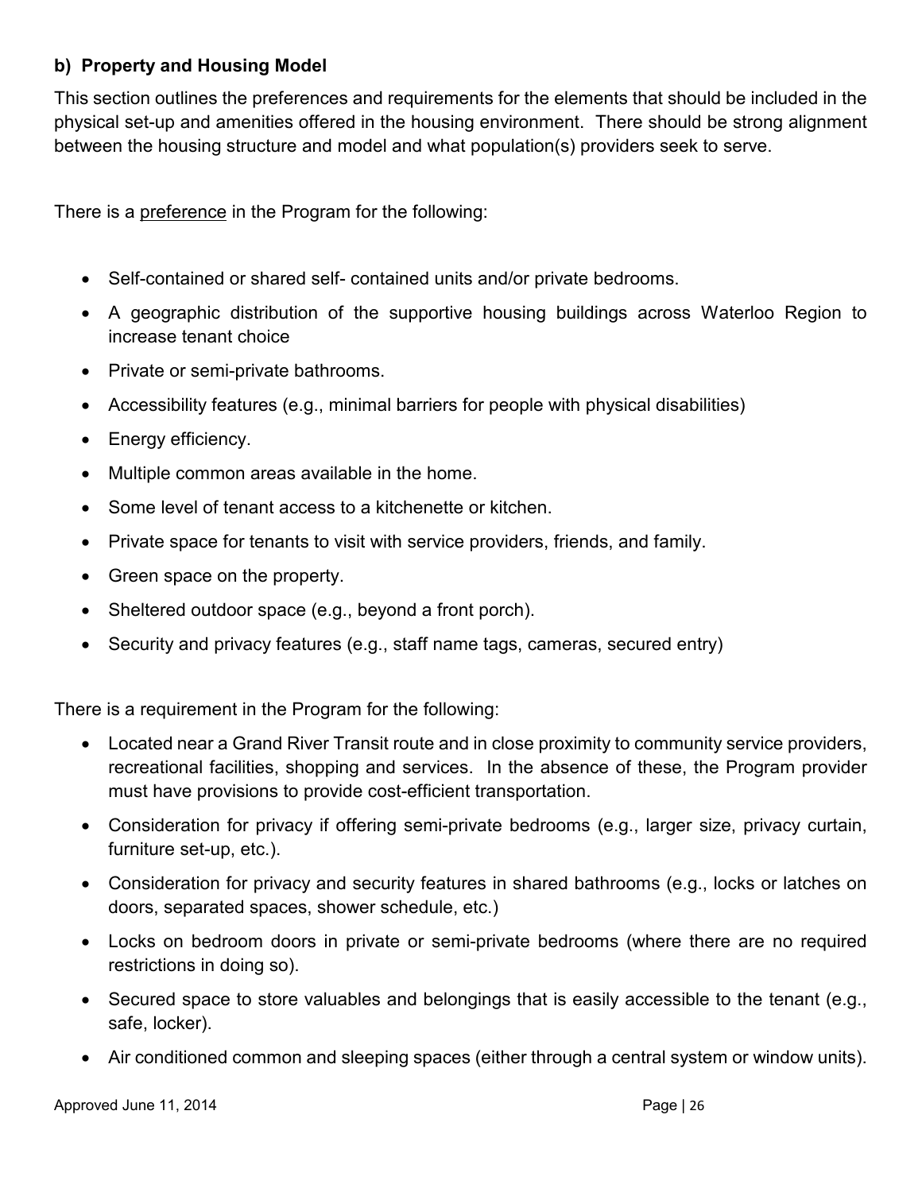#### b) Property and Housing Model

This section outlines the preferences and requirements for the elements that should be included in the physical set-up and amenities offered in the housing environment. There should be strong alignment between the housing structure and model and what population(s) providers seek to serve.

There is a <u>preference</u> in the Program for the following:

- Self-contained or shared self- contained units and/or private bedrooms.
- A geographic distribution of the supportive housing buildings across Waterloo Region to increase tenant choice
- Private or semi-private bathrooms.
- Accessibility features (e.g., minimal barriers for people with physical disabilities)
- Energy efficiency.
- Multiple common areas available in the home.
- Some level of tenant access to a kitchenette or kitchen.
- Private space for tenants to visit with service providers, friends, and family.
- Green space on the property.
- Sheltered outdoor space (e.g., beyond a front porch).
- Security and privacy features (e.g., staff name tags, cameras, secured entry)

There is a requirement in the Program for the following:

- Located near a Grand River Transit route and in close proximity to community service providers, recreational facilities, shopping and services. In the absence of these, the Program provider must have provisions to provide cost-efficient transportation.
- Consideration for privacy if offering semi-private bedrooms (e.g., larger size, privacy curtain, furniture set-up, etc.).
- Consideration for privacy and security features in shared bathrooms (e.g., locks or latches on doors, separated spaces, shower schedule, etc.)
- Locks on bedroom doors in private or semi-private bedrooms (where there are no required restrictions in doing so).
- Secured space to store valuables and belongings that is easily accessible to the tenant (e.g., safe, locker).
- Air conditioned common and sleeping spaces (either through a central system or window units).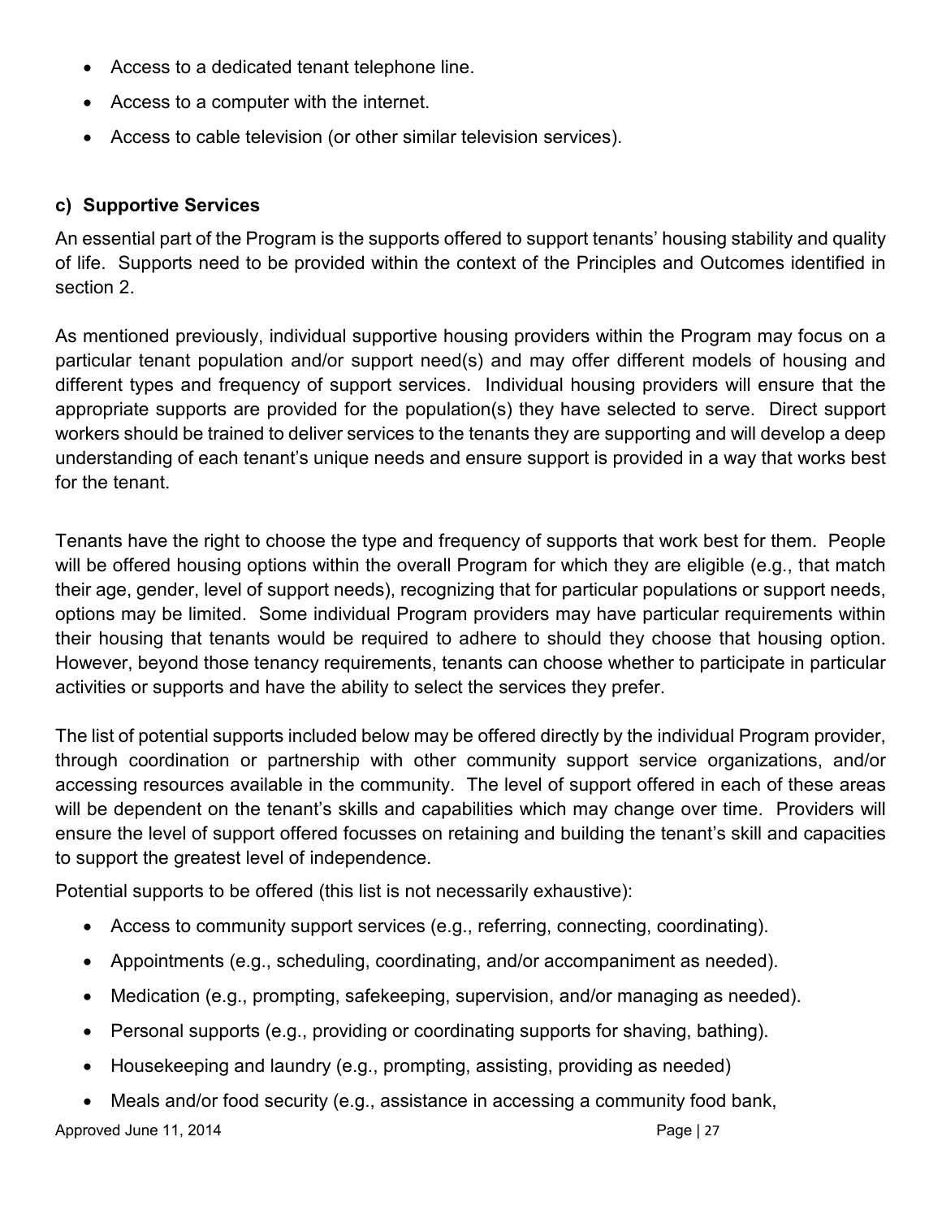- Access to a dedicated tenant telephone line.
- Access to a computer with the internet.
- Access to cable television (or other similar television services).

### c) Supportive Services

An essential part of the Program is the supports offered to support tenants' housing stability and quality of life. Supports need to be provided within the context of the Principles and Outcomes identified in section 2.

As mentioned previously, individual supportive housing providers within the Program may focus on a particular tenant population and/or support need(s) and may offer different models of housing and different types and frequency of support services. Individual housing providers will ensure that the appropriate supports are provided for the population(s) they have selected to serve. Direct support workers should be trained to deliver services to the tenants they are supporting and will develop a deep understanding of each tenant's unique needs and ensure support is provided in a way that works best for the tenant.

Tenants have the right to choose the type and frequency of supports that work best for them. People will be offered housing options within the overall Program for which they are eligible (e.g., that match their age, gender, level of support needs), recognizing that for particular populations or support needs, options may be limited. Some individual Program providers may have particular requirements within their housing that tenants would be required to adhere to should they choose that housing option. However, beyond those tenancy requirements, tenants can choose whether to participate in particular activities or supports and have the ability to select the services they prefer.

The list of potential supports included below may be offered directly by the individual Program provider, through coordination or partnership with other community support service organizations, and/or accessing resources available in the community. The level of support offered in each of these areas will be dependent on the tenant's skills and capabilities which may change over time. Providers will ensure the level of support offered focusses on retaining and building the tenant's skill and capacities to support the greatest level of independence.

Potential supports to be offered (this list is not necessarily exhaustive):

- Access to community support services (e.g., referring, connecting, coordinating).
- Appointments (e.g., scheduling, coordinating, and/or accompaniment as needed).
- Medication (e.g., prompting, safekeeping, supervision, and/or managing as needed).
- Personal supports (e.g., providing or coordinating supports for shaving, bathing).
- Housekeeping and laundry (e.g., prompting, assisting, providing as needed)
- Meals and/or food security (e.g., assistance in accessing a community food bank,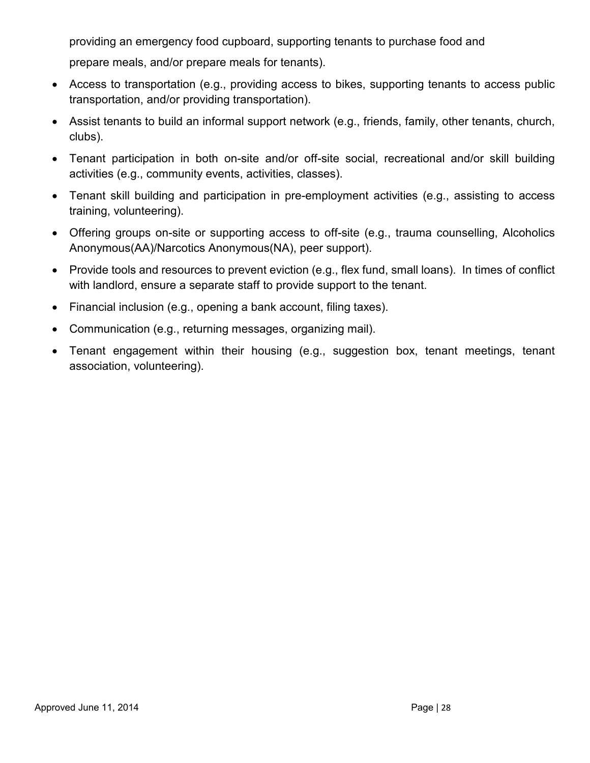providing an emergency food cupboard, supporting tenants to purchase food and prepare meals, and/or prepare meals for tenants).

- Access to transportation (e.g., providing access to bikes, supporting tenants to access public transportation, and/or providing transportation).
- Assist tenants to build an informal support network (e.g., friends, family, other tenants, church, clubs).
- Tenant participation in both on-site and/or off-site social, recreational and/or skill building activities (e.g., community events, activities, classes).
- Tenant skill building and participation in pre-employment activities (e.g., assisting to access training, volunteering).
- Offering groups on-site or supporting access to off-site (e.g., trauma counselling, Alcoholics Anonymous(AA)/Narcotics Anonymous(NA), peer support).
- Provide tools and resources to prevent eviction (e.g., flex fund, small loans). In times of conflict with landlord, ensure a separate staff to provide support to the tenant.
- Financial inclusion (e.g., opening a bank account, filing taxes).
- Communication (e.g., returning messages, organizing mail).
- Tenant engagement within their housing (e.g., suggestion box, tenant meetings, tenant association, volunteering).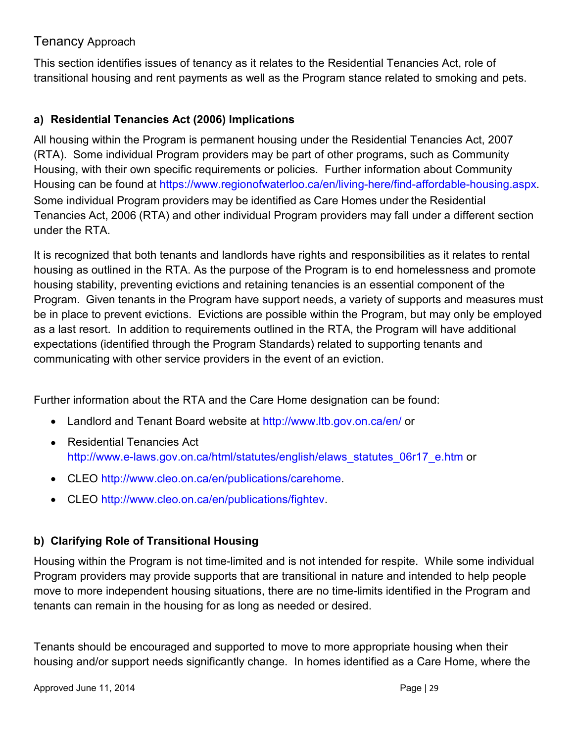## Tenancy Approach

This section identifies issues of tenancy as it relates to the Residential Tenancies Act, role of transitional housing and rent payments as well as the Program stance related to smoking and pets.

### a) Residential Tenancies Act (2006) Implications

All housing within the Program is permanent housing under the Residential Tenancies Act, 2007 (RTA). Some individual Program providers may be part of other programs, such as Community Housing, with their own specific requirements or policies. Further information about Community Housing can be found at https://www.regionofwaterloo.ca/en/living-here/find-affordable-housing.aspx. Some individual Program providers may be identified as Care Homes under the Residential Tenancies Act, 2006 (RTA) and other individual Program providers may fall under a different section under the RTA.

It is recognized that both tenants and landlords have rights and responsibilities as it relates to rental housing as outlined in the RTA. As the purpose of the Program is to end homelessness and promote housing stability, preventing evictions and retaining tenancies is an essential component of the Program. Given tenants in the Program have support needs, a variety of supports and measures must be in place to prevent evictions. Evictions are possible within the Program, but may only be employed as a last resort. In addition to requirements outlined in the RTA, the Program will have additional expectations (identified through the Program Standards) related to supporting tenants and communicating with other service providers in the event of an eviction.

Further information about the RTA and the Care Home designation can be found:

- Landlord and Tenant Board website at http://www.ltb.gov.on.ca/en/ or
- Residential Tenancies Act http://www.e-laws.gov.on.ca/html/statutes/english/elaws_statutes_06r17_e.htm or
- CLEO http://www.cleo.on.ca/en/publications/carehome.
- CLEO http://www.cleo.on.ca/en/publications/fightev.

### b) Clarifying Role of Transitional Housing

Housing within the Program is not time-limited and is not intended for respite. While some individual Program providers may provide supports that are transitional in nature and intended to help people move to more independent housing situations, there are no time-limits identified in the Program and tenants can remain in the housing for as long as needed or desired.

Tenants should be encouraged and supported to move to more appropriate housing when their housing and/or support needs significantly change. In homes identified as a Care Home, where the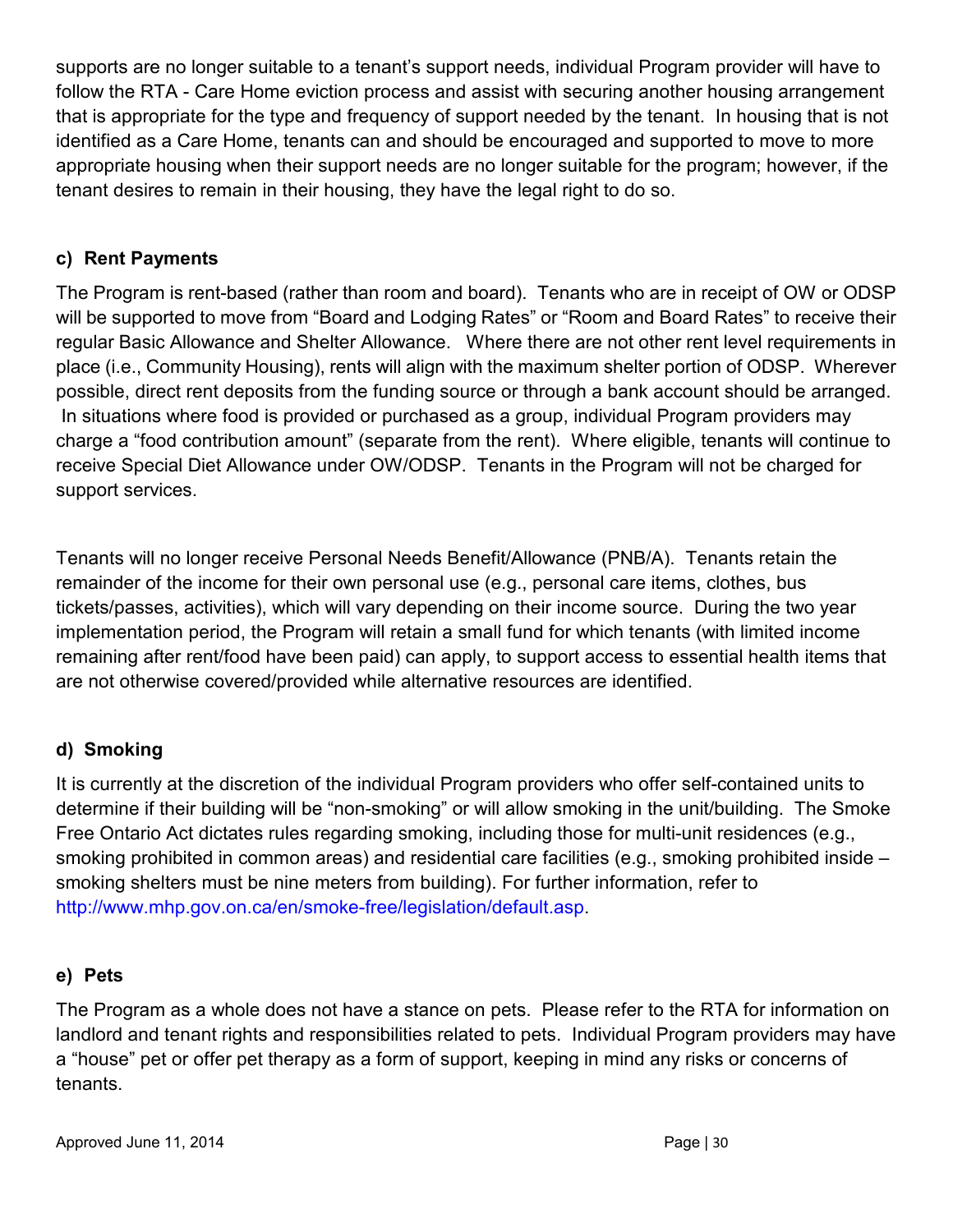supports are no longer suitable to a tenant's support needs, individual Program provider will have to follow the RTA - Care Home eviction process and assist with securing another housing arrangement that is appropriate for the type and frequency of support needed by the tenant. In housing that is not identified as a Care Home, tenants can and should be encouraged and supported to move to more appropriate housing when their support needs are no longer suitable for the program; however, if the tenant desires to remain in their housing, they have the legal right to do so.

#### c) Rent Payments

The Program is rent-based (rather than room and board). Tenants who are in receipt of OW or ODSP will be supported to move from "Board and Lodging Rates" or "Room and Board Rates" to receive their regular Basic Allowance and Shelter Allowance. Where there are not other rent level requirements in place (i.e., Community Housing), rents will align with the maximum shelter portion of ODSP. Wherever possible, direct rent deposits from the funding source or through a bank account should be arranged. In situations where food is provided or purchased as a group, individual Program providers may charge a "food contribution amount" (separate from the rent). Where eligible, tenants will continue to receive Special Diet Allowance under OW/ODSP. Tenants in the Program will not be charged for support services.

Tenants will no longer receive Personal Needs Benefit/Allowance (PNB/A). Tenants retain the remainder of the income for their own personal use (e.g., personal care items, clothes, bus tickets/passes, activities), which will vary depending on their income source. During the two year implementation period, the Program will retain a small fund for which tenants (with limited income remaining after rent/food have been paid) can apply, to support access to essential health items that are not otherwise covered/provided while alternative resources are identified.

#### d) Smoking

It is currently at the discretion of the individual Program providers who offer self-contained units to determine if their building will be "non-smoking" or will allow smoking in the unit/building. The Smoke Free Ontario Act dictates rules regarding smoking, including those for multi-unit residences (e.g., smoking prohibited in common areas) and residential care facilities (e.g., smoking prohibited inside – smoking shelters must be nine meters from building). For further information, refer to http://www.mhp.gov.on.ca/en/smoke-free/legislation/default.asp.

#### e) Pets

The Program as a whole does not have a stance on pets. Please refer to the RTA for information on landlord and tenant rights and responsibilities related to pets. Individual Program providers may have a "house" pet or offer pet therapy as a form of support, keeping in mind any risks or concerns of tenants.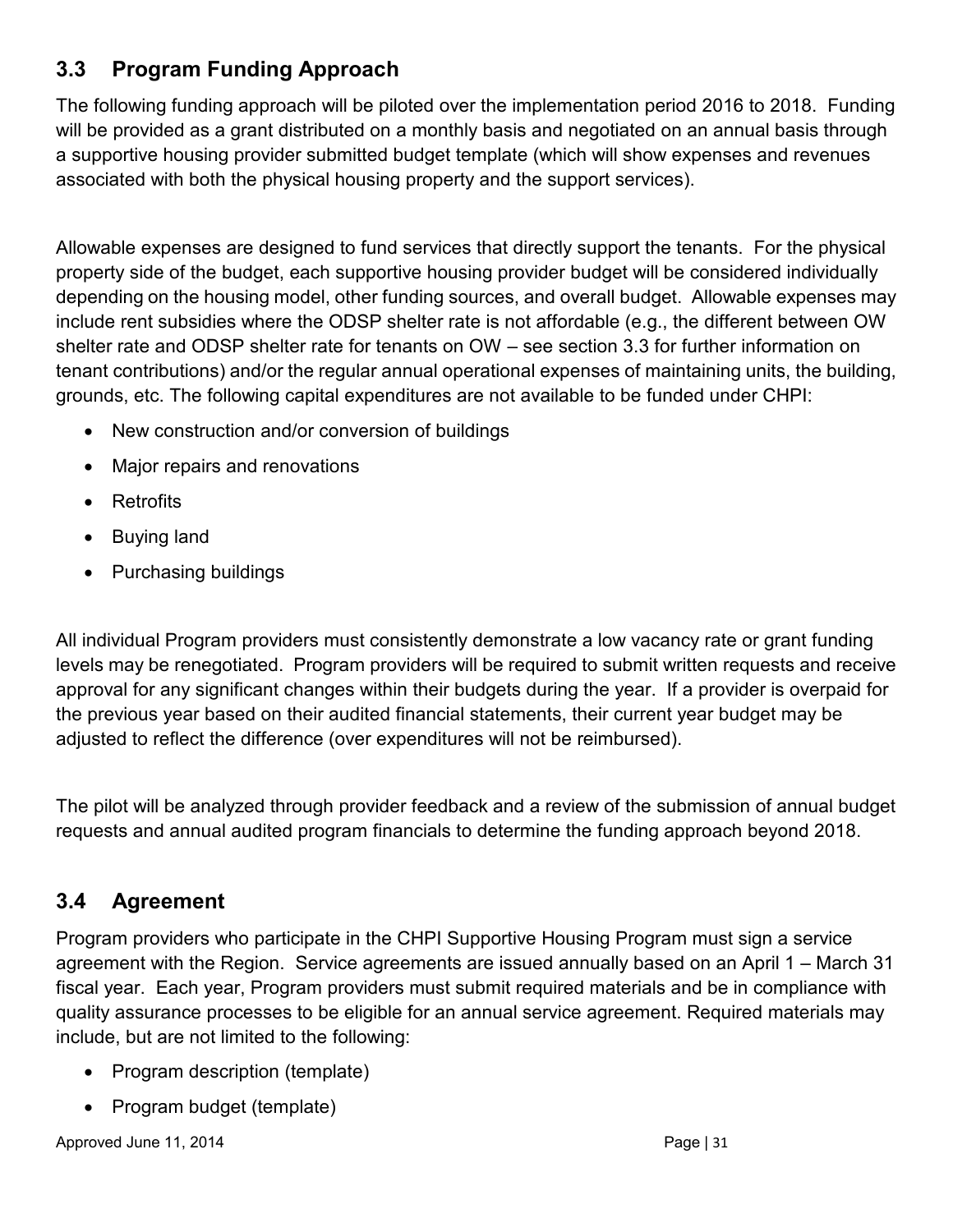## 3.3 Program Funding Approach

The following funding approach will be piloted over the implementation period 2016 to 2018. Funding will be provided as a grant distributed on a monthly basis and negotiated on an annual basis through a supportive housing provider submitted budget template (which will show expenses and revenues associated with both the physical housing property and the support services).

Allowable expenses are designed to fund services that directly support the tenants. For the physical property side of the budget, each supportive housing provider budget will be considered individually depending on the housing model, other funding sources, and overall budget. Allowable expenses may include rent subsidies where the ODSP shelter rate is not affordable (e.g., the different between OW shelter rate and ODSP shelter rate for tenants on OW – see section 3.3 for further information on tenant contributions) and/or the regular annual operational expenses of maintaining units, the building, grounds, etc. The following capital expenditures are not available to be funded under CHPI:

- New construction and/or conversion of buildings
- Major repairs and renovations
- Retrofits
- Buying land
- Purchasing buildings

All individual Program providers must consistently demonstrate a low vacancy rate or grant funding levels may be renegotiated. Program providers will be required to submit written requests and receive approval for any significant changes within their budgets during the year. If a provider is overpaid for the previous year based on their audited financial statements, their current year budget may be adjusted to reflect the difference (over expenditures will not be reimbursed).

The pilot will be analyzed through provider feedback and a review of the submission of annual budget requests and annual audited program financials to determine the funding approach beyond 2018.

## 3.4 Agreement

Program providers who participate in the CHPI Supportive Housing Program must sign a service agreement with the Region. Service agreements are issued annually based on an April 1 – March 31 fiscal year. Each year, Program providers must submit required materials and be in compliance with quality assurance processes to be eligible for an annual service agreement. Required materials may include, but are not limited to the following:

- Program description (template)
- Program budget (template)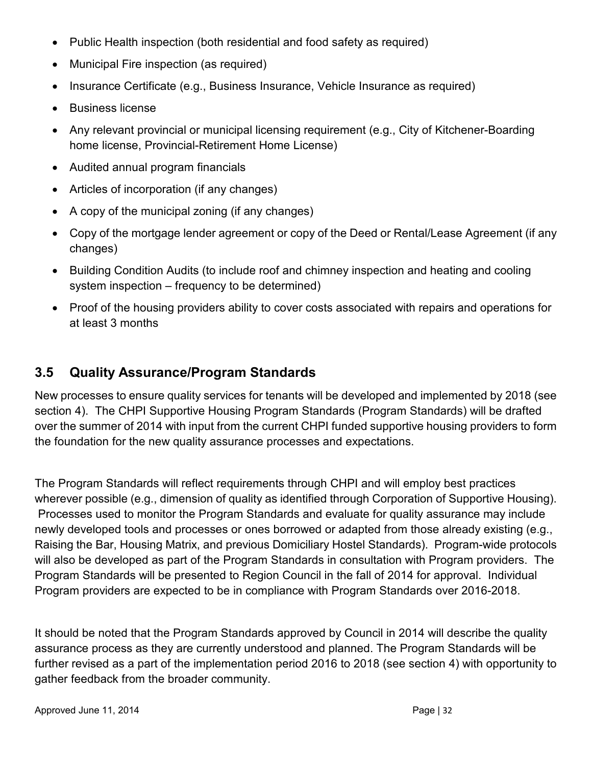- Public Health inspection (both residential and food safety as required)
- Municipal Fire inspection (as required)
- Insurance Certificate (e.g., Business Insurance, Vehicle Insurance as required)
- Business license
- Any relevant provincial or municipal licensing requirement (e.g., City of Kitchener-Boarding home license, Provincial-Retirement Home License)
- Audited annual program financials
- Articles of incorporation (if any changes)
- A copy of the municipal zoning (if any changes)
- Copy of the mortgage lender agreement or copy of the Deed or Rental/Lease Agreement (if any changes)
- Building Condition Audits (to include roof and chimney inspection and heating and cooling system inspection – frequency to be determined)
- Proof of the housing providers ability to cover costs associated with repairs and operations for at least 3 months

## 3.5 Quality Assurance/Program Standards

New processes to ensure quality services for tenants will be developed and implemented by 2018 (see section 4). The CHPI Supportive Housing Program Standards (Program Standards) will be drafted over the summer of 2014 with input from the current CHPI funded supportive housing providers to form the foundation for the new quality assurance processes and expectations.

The Program Standards will reflect requirements through CHPI and will employ best practices wherever possible (e.g., dimension of quality as identified through Corporation of Supportive Housing). Processes used to monitor the Program Standards and evaluate for quality assurance may include newly developed tools and processes or ones borrowed or adapted from those already existing (e.g., Raising the Bar, Housing Matrix, and previous Domiciliary Hostel Standards). Program-wide protocols will also be developed as part of the Program Standards in consultation with Program providers. The Program Standards will be presented to Region Council in the fall of 2014 for approval. Individual Program providers are expected to be in compliance with Program Standards over 2016-2018.

It should be noted that the Program Standards approved by Council in 2014 will describe the quality assurance process as they are currently understood and planned. The Program Standards will be further revised as a part of the implementation period 2016 to 2018 (see section 4) with opportunity to gather feedback from the broader community.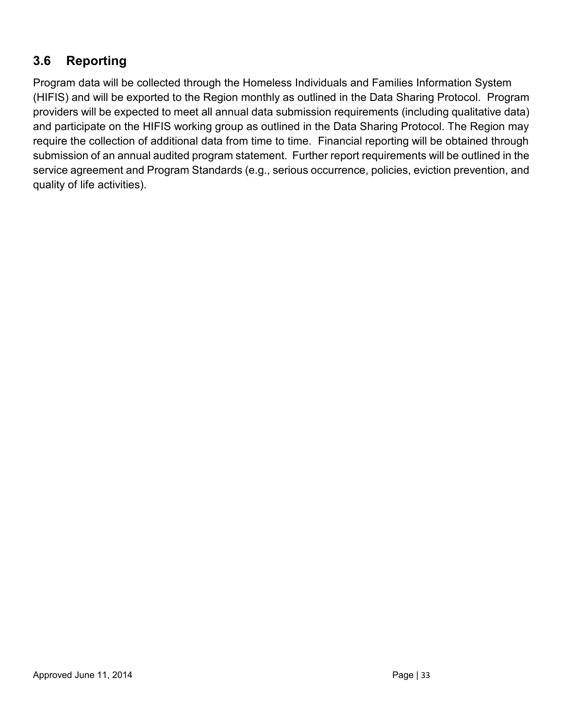## 3.6 Reporting

Program data will be collected through the Homeless Individuals and Families Information System (HIFIS) and will be exported to the Region monthly as outlined in the Data Sharing Protocol. Program providers will be expected to meet all annual data submission requirements (including qualitative data) and participate on the HIFIS working group as outlined in the Data Sharing Protocol. The Region may require the collection of additional data from time to time. Financial reporting will be obtained through submission of an annual audited program statement. Further report requirements will be outlined in the service agreement and Program Standards (e.g., serious occurrence, policies, eviction prevention, and quality of life activities).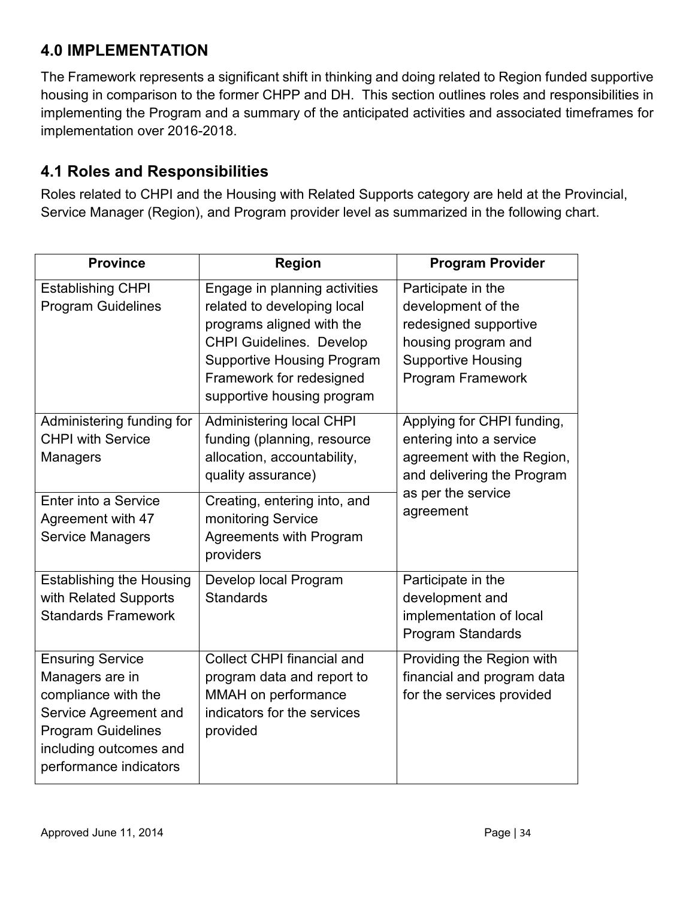## 4.0 IMPLEMENTATION

The Framework represents a significant shift in thinking and doing related to Region funded supportive housing in comparison to the former CHPP and DH. This section outlines roles and responsibilities in implementing the Program and a summary of the anticipated activities and associated timeframes for implementation over 2016-2018.

## 4.1 Roles and Responsibilities

Roles related to CHPI and the Housing with Related Supports category are held at the Provincial, Service Manager (Region), and Program provider level as summarized in the following chart.

| Province | Region | Program Provider |
|---|---|---|
| Establishing CHPI Program Guidelines | Engage in planning activities related to developing local programs aligned with the CHPI Guidelines. Develop Supportive Housing Program Framework for redesigned supportive housing program | Participate in the development of the redesigned supportive housing program and Supportive Housing Program Framework |
| Administering funding for CHPI with Service Managers | Administering local CHPI funding (planning, resource allocation, accountability, quality assurance) | Applying for CHPI funding, entering into a service agreement with the Region, and delivering the Program as per the service agreement |
| Enter into a Service Agreement with 47 Service Managers | Creating, entering into, and monitoring Service Agreements with Program providers | |
| Establishing the Housing with Related Supports Standards Framework | Develop local Program Standards | Participate in the development and implementation of local Program Standards |
| Ensuring Service Managers are in compliance with the Service Agreement and Program Guidelines including outcomes and performance indicators | Collect CHPI financial and program data and report to MMAH on performance indicators for the services provided | Providing the Region with financial and program data for the services provided |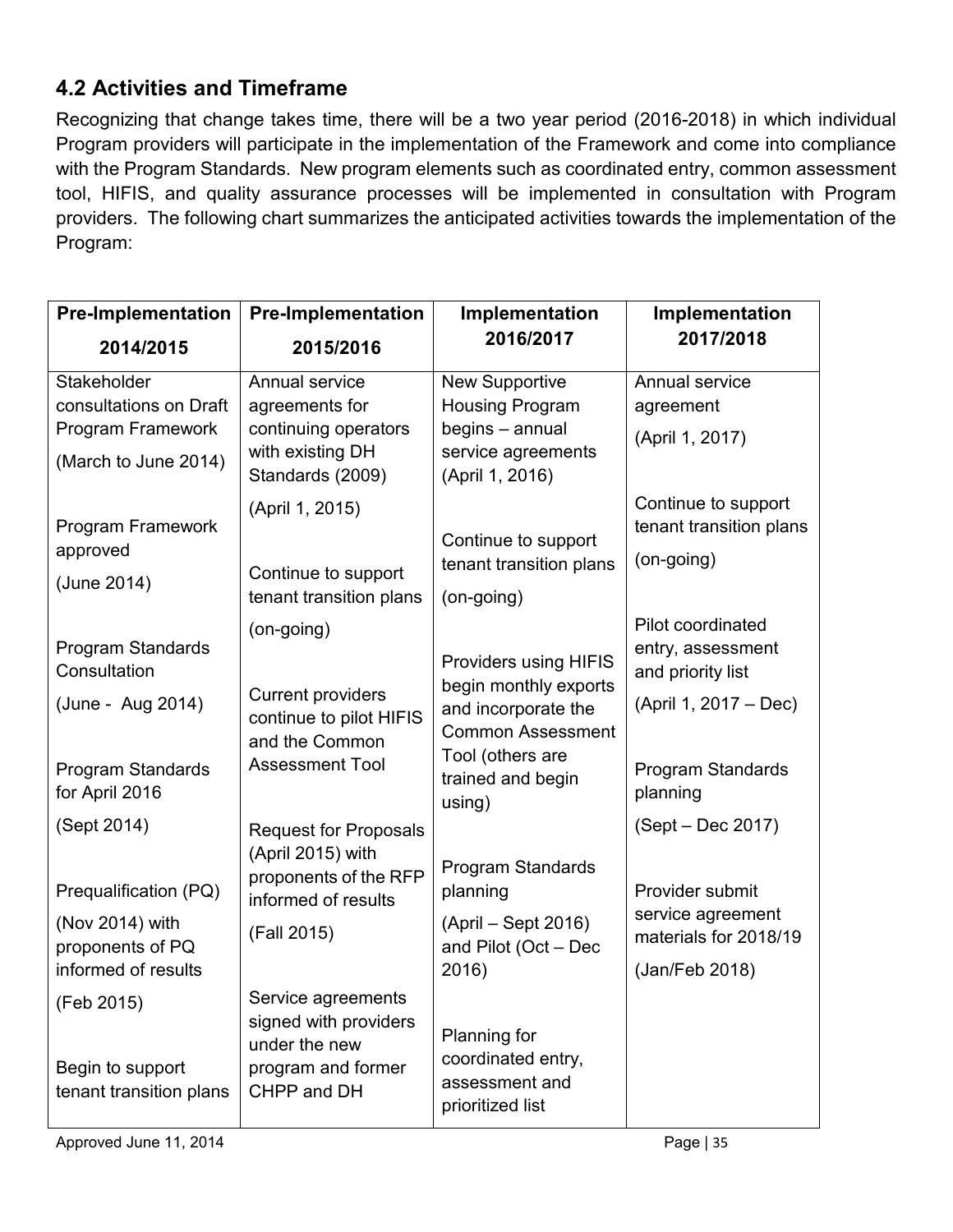## 4.2 Activities and Timeframe

Recognizing that change takes time, there will be a two year period (2016-2018) in which individual Program providers will participate in the implementation of the Framework and come into compliance with the Program Standards. New program elements such as coordinated entry, common assessment tool, HIFIS, and quality assurance processes will be implemented in consultation with Program providers. The following chart summarizes the anticipated activities towards the implementation of the Program:

| Pre-Implementation 2014/2015 | Pre-Implementation 2015/2016 | Implementation 2016/2017 | Implementation 2017/2018 |
|---|---|---|---|
| Stakeholder consultations on Draft Program Framework (March to June 2014)<br><br>Program Framework approved (June 2014)<br><br>Program Standards Consultation (June - Aug 2014)<br><br>Program Standards for April 2016 (Sept 2014)<br><br>Prequalification (PQ) (Nov 2014) with proponents of PQ informed of results (Feb 2015)<br><br>Begin to support tenant transition plans | Annual service agreements for continuing operators with existing DH Standards (2009) (April 1, 2015)<br><br>Continue to support tenant transition plans (on-going)<br><br>Current providers continue to pilot HIFIS and the Common Assessment Tool<br><br>Request for Proposals (April 2015) with proponents of the RFP informed of results (Fall 2015)<br><br>Service agreements signed with providers under the new program and former CHPP and DH | New Supportive Housing Program begins – annual service agreements (April 1, 2016)<br><br>Continue to support tenant transition plans (on-going)<br><br>Providers using HIFIS begin monthly exports and incorporate the Common Assessment Tool (others are trained and begin using)<br><br>Program Standards planning (April – Sept 2016) and Pilot (Oct – Dec 2016)<br><br>Planning for coordinated entry, assessment and prioritized list | Annual service agreement (April 1, 2017)<br><br>Continue to support tenant transition plans (on-going)<br><br>Pilot coordinated entry, assessment and priority list (April 1, 2017 – Dec)<br><br>Program Standards planning (Sept – Dec 2017)<br><br>Provider submit service agreement materials for 2018/19 (Jan/Feb 2018) |

Approved June 11, 2014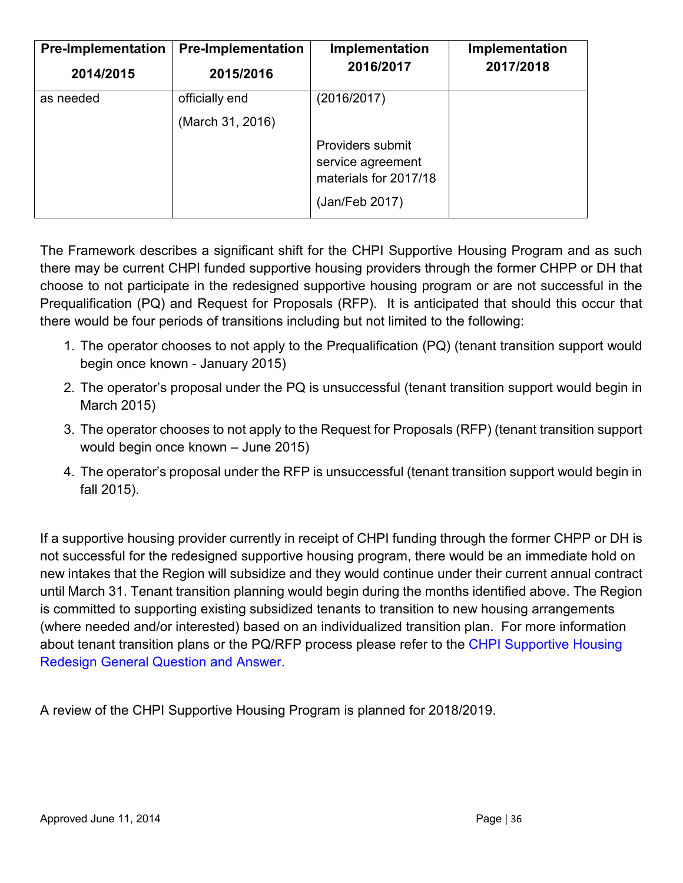| Pre-Implementation 2014/2015 | Pre-Implementation 2015/2016 | Implementation 2016/2017 | Implementation 2017/2018 |
|---|---|---|---|
| as needed | officially end (March 31, 2016) | (2016/2017) Providers submit service agreement materials for 2017/18 (Jan/Feb 2017) | |

The Framework describes a significant shift for the CHPI Supportive Housing Program and as such there may be current CHPI funded supportive housing providers through the former CHPP or DH that choose to not participate in the redesigned supportive housing program or are not successful in the Prequalification (PQ) and Request for Proposals (RFP). It is anticipated that should this occur that there would be four periods of transitions including but not limited to the following:

1. The operator chooses to not apply to the Prequalification (PQ) (tenant transition support would begin once known - January 2015)
2. The operator's proposal under the PQ is unsuccessful (tenant transition support would begin in March 2015)
3. The operator chooses to not apply to the Request for Proposals (RFP) (tenant transition support would begin once known – June 2015)
4. The operator's proposal under the RFP is unsuccessful (tenant transition support would begin in fall 2015).

If a supportive housing provider currently in receipt of CHPI funding through the former CHPP or DH is not successful for the redesigned supportive housing program, there would be an immediate hold on new intakes that the Region will subsidize and they would continue under their current annual contract until March 31. Tenant transition planning would begin during the months identified above. The Region is committed to supporting existing subsidized tenants to transition to new housing arrangements (where needed and/or interested) based on an individualized transition plan. For more information about tenant transition plans or the PQ/RFP process please refer to the CHPI Supportive Housing Redesign General Question and Answer.

A review of the CHPI Supportive Housing Program is planned for 2018/2019.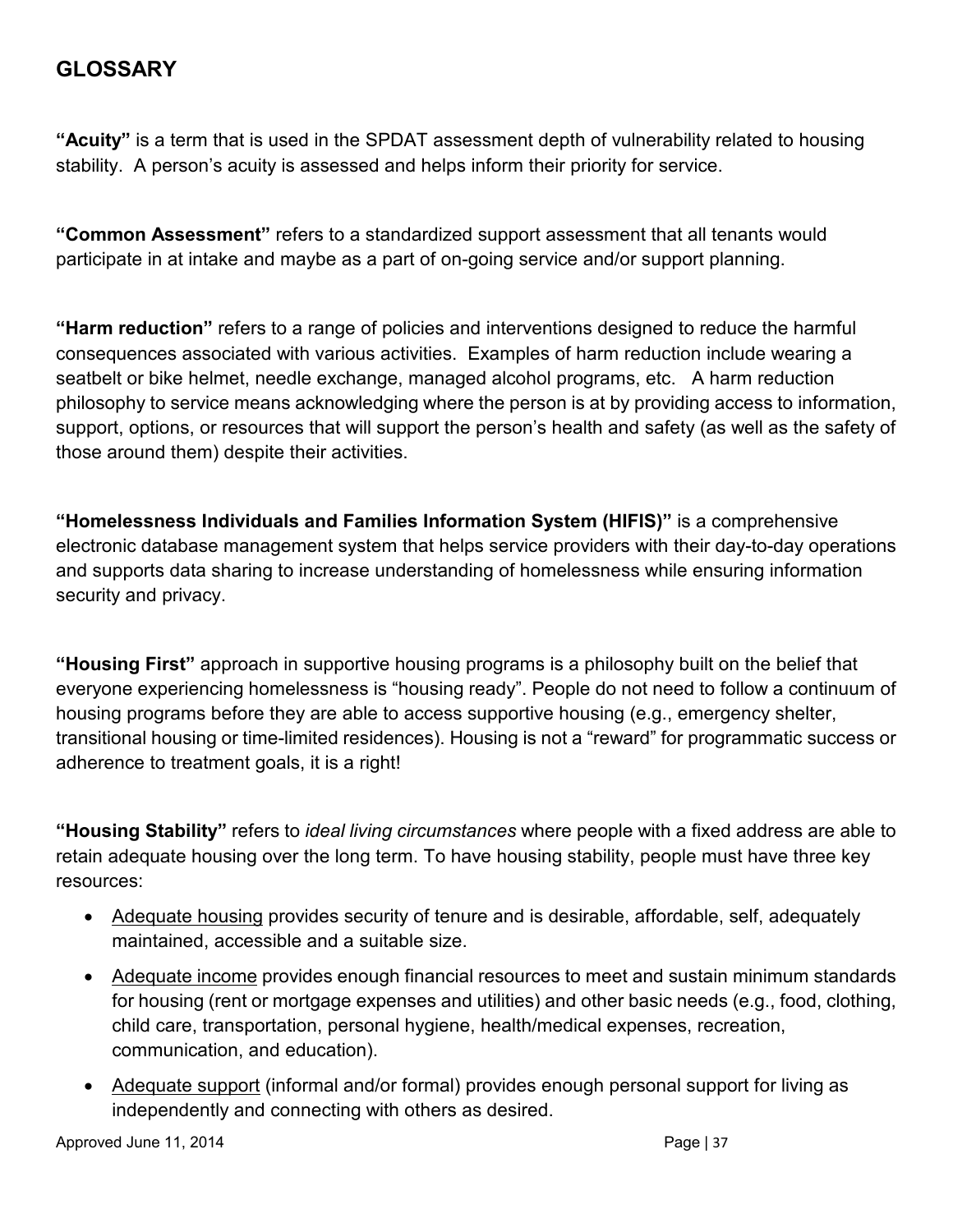## GLOSSARY

**"Acuity"** is a term that is used in the SPDAT assessment depth of vulnerability related to housing stability. A person's acuity is assessed and helps inform their priority for service.

**"Common Assessment"** refers to a standardized support assessment that all tenants would participate in at intake and maybe as a part of on-going service and/or support planning.

**"Harm reduction"** refers to a range of policies and interventions designed to reduce the harmful consequences associated with various activities. Examples of harm reduction include wearing a seatbelt or bike helmet, needle exchange, managed alcohol programs, etc. A harm reduction philosophy to service means acknowledging where the person is at by providing access to information, support, options, or resources that will support the person's health and safety (as well as the safety of those around them) despite their activities.

**"Homelessness Individuals and Families Information System (HIFIS)"** is a comprehensive electronic database management system that helps service providers with their day-to-day operations and supports data sharing to increase understanding of homelessness while ensuring information security and privacy.

**"Housing First"** approach in supportive housing programs is a philosophy built on the belief that everyone experiencing homelessness is "housing ready". People do not need to follow a continuum of housing programs before they are able to access supportive housing (e.g., emergency shelter, transitional housing or time-limited residences). Housing is not a "reward" for programmatic success or adherence to treatment goals, it is a right!

**"Housing Stability"** refers to *ideal living circumstances* where people with a fixed address are able to retain adequate housing over the long term. To have housing stability, people must have three key resources:

- <u>Adequate housing</u> provides security of tenure and is desirable, affordable, self, adequately maintained, accessible and a suitable size.
- <u>Adequate income</u> provides enough financial resources to meet and sustain minimum standards for housing (rent or mortgage expenses and utilities) and other basic needs (e.g., food, clothing, child care, transportation, personal hygiene, health/medical expenses, recreation, communication, and education).
- <u>Adequate support</u> (informal and/or formal) provides enough personal support for living as independently and connecting with others as desired.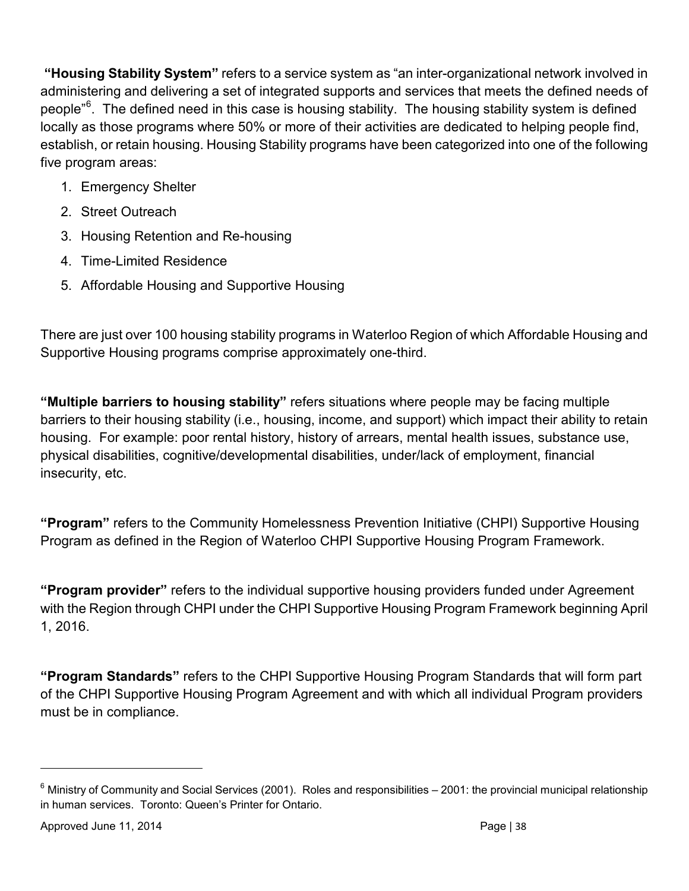**"Housing Stability System"** refers to a service system as "an inter-organizational network involved in administering and delivering a set of integrated supports and services that meets the defined needs of people"[6]. The defined need in this case is housing stability. The housing stability system is defined locally as those programs where 50% or more of their activities are dedicated to helping people find, establish, or retain housing. Housing Stability programs have been categorized into one of the following five program areas:

1. Emergency Shelter
2. Street Outreach
3. Housing Retention and Re-housing
4. Time-Limited Residence
5. Affordable Housing and Supportive Housing

There are just over 100 housing stability programs in Waterloo Region of which Affordable Housing and Supportive Housing programs comprise approximately one-third.

**"Multiple barriers to housing stability"** refers situations where people may be facing multiple barriers to their housing stability (i.e., housing, income, and support) which impact their ability to retain housing. For example: poor rental history, history of arrears, mental health issues, substance use, physical disabilities, cognitive/developmental disabilities, under/lack of employment, financial insecurity, etc.

**"Program"** refers to the Community Homelessness Prevention Initiative (CHPI) Supportive Housing Program as defined in the Region of Waterloo CHPI Supportive Housing Program Framework.

**"Program provider"** refers to the individual supportive housing providers funded under Agreement with the Region through CHPI under the CHPI Supportive Housing Program Framework beginning April 1, 2016.

**"Program Standards"** refers to the CHPI Supportive Housing Program Standards that will form part of the CHPI Supportive Housing Program Agreement and with which all individual Program providers must be in compliance.

---

[6] Ministry of Community and Social Services (2001). Roles and responsibilities – 2001: the provincial municipal relationship in human services. Toronto: Queen's Printer for Ontario.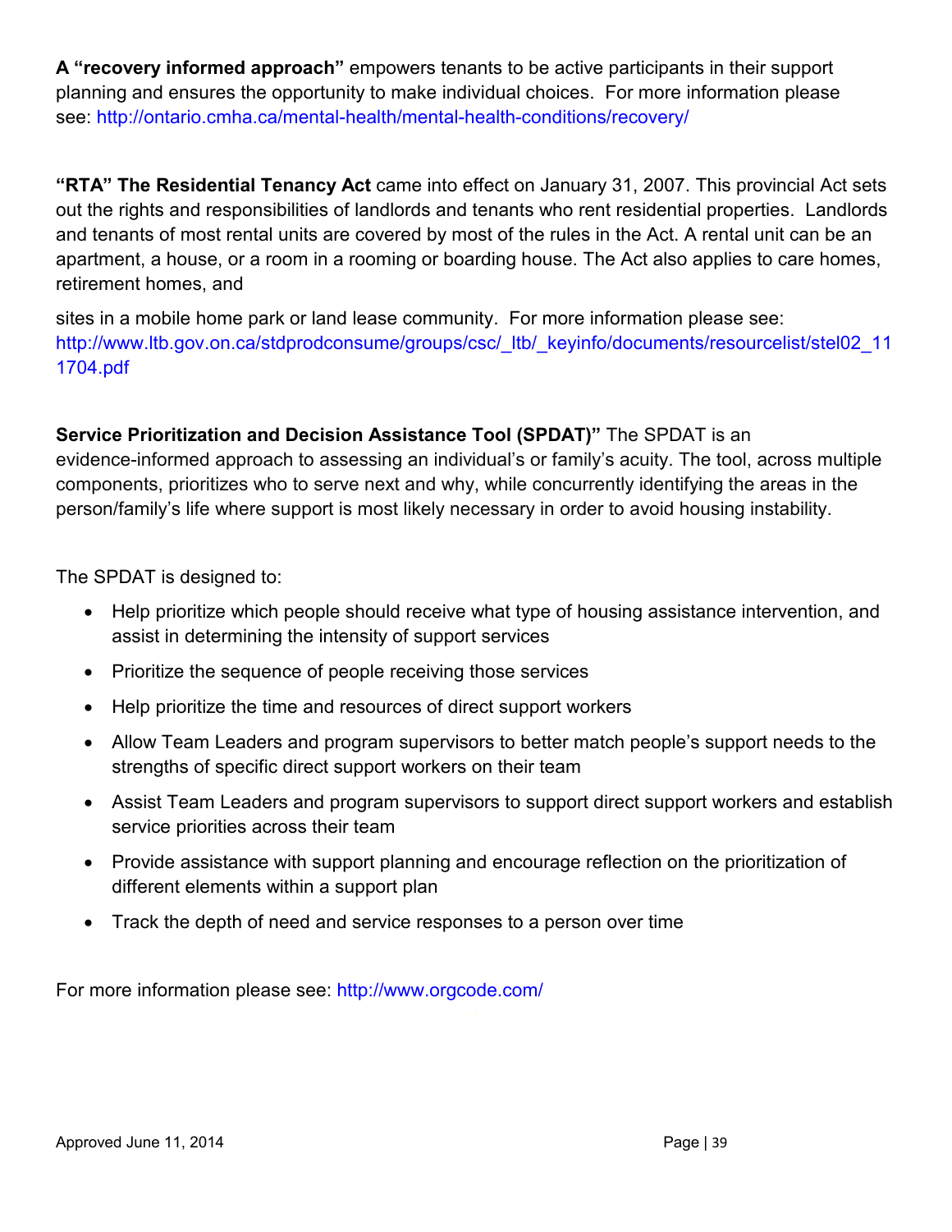**A "recovery informed approach"** empowers tenants to be active participants in their support planning and ensures the opportunity to make individual choices. For more information please see: http://ontario.cmha.ca/mental-health/mental-health-conditions/recovery/

**"RTA" The Residential Tenancy Act** came into effect on January 31, 2007. This provincial Act sets out the rights and responsibilities of landlords and tenants who rent residential properties. Landlords and tenants of most rental units are covered by most of the rules in the Act. A rental unit can be an apartment, a house, or a room in a rooming or boarding house. The Act also applies to care homes, retirement homes, and

sites in a mobile home park or land lease community. For more information please see: http://www.ltb.gov.on.ca/stdprodconsume/groups/csc/_ltb/_keyinfo/documents/resourcelist/stel02_111704.pdf

**Service Prioritization and Decision Assistance Tool (SPDAT)"** The SPDAT is an evidence-informed approach to assessing an individual's or family's acuity. The tool, across multiple components, prioritizes who to serve next and why, while concurrently identifying the areas in the person/family's life where support is most likely necessary in order to avoid housing instability.

The SPDAT is designed to:

- Help prioritize which people should receive what type of housing assistance intervention, and assist in determining the intensity of support services
- Prioritize the sequence of people receiving those services
- Help prioritize the time and resources of direct support workers
- Allow Team Leaders and program supervisors to better match people's support needs to the strengths of specific direct support workers on their team
- Assist Team Leaders and program supervisors to support direct support workers and establish service priorities across their team
- Provide assistance with support planning and encourage reflection on the prioritization of different elements within a support plan
- Track the depth of need and service responses to a person over time

For more information please see: http://www.orgcode.com/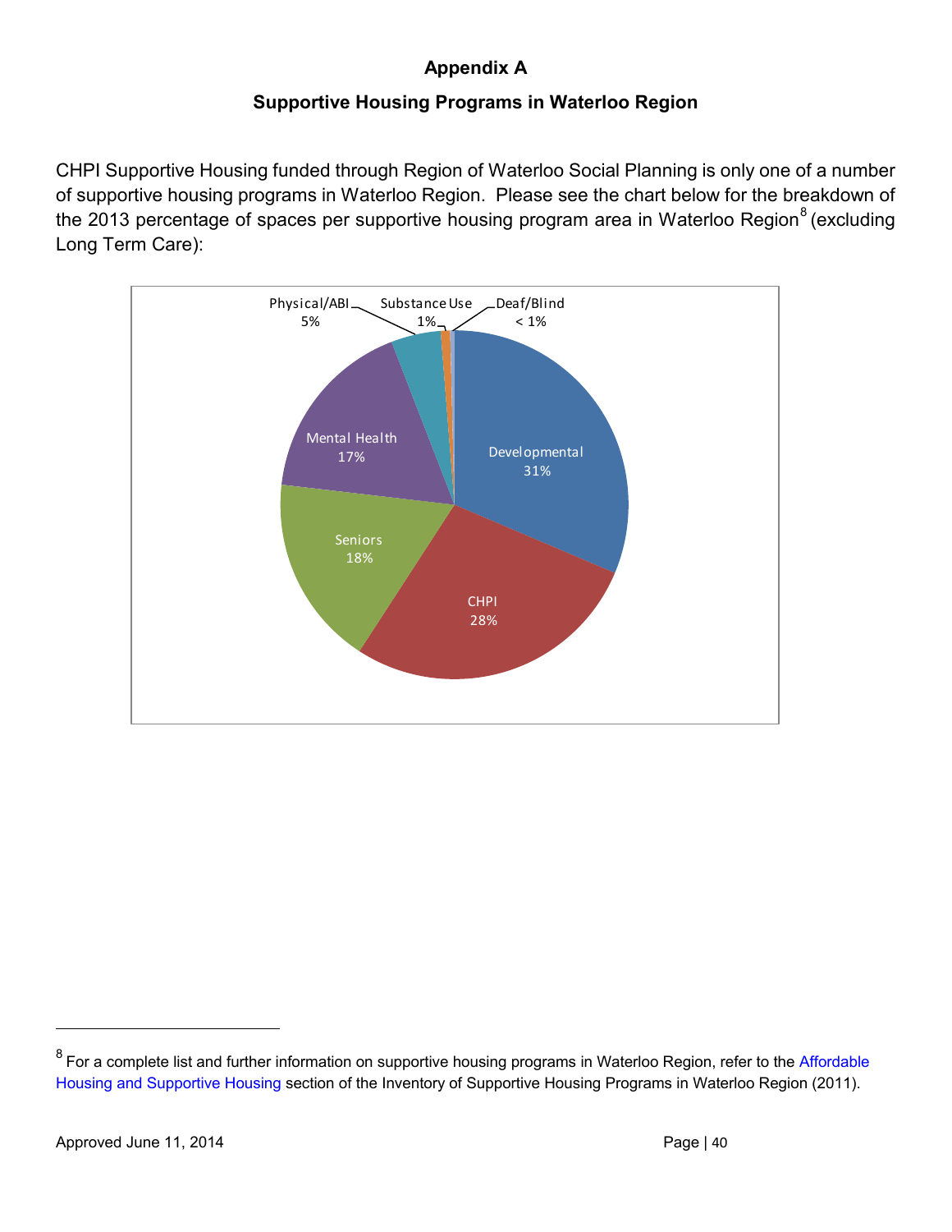# Appendix A

## Supportive Housing Programs in Waterloo Region

CHPI Supportive Housing funded through Region of Waterloo Social Planning is only one of a number of supportive housing programs in Waterloo Region. Please see the chart below for the breakdown of the 2013 percentage of spaces per supportive housing program area in Waterloo Region[8] (excluding Long Term Care):

| Program Area | Percentage |
|---|---|
| Developmental | 31% |
| CHPI | 28% |
| Seniors | 18% |
| Mental Health | 17% |
| Physical/ABI | 5% |
| Substance Use | 1% |
| Deaf/Blind | < 1% |

---

[8] For a complete list and further information on supportive housing programs in Waterloo Region, refer to the Affordable Housing and Supportive Housing section of the Inventory of Supportive Housing Programs in Waterloo Region (2011).

Approved June 11, 2014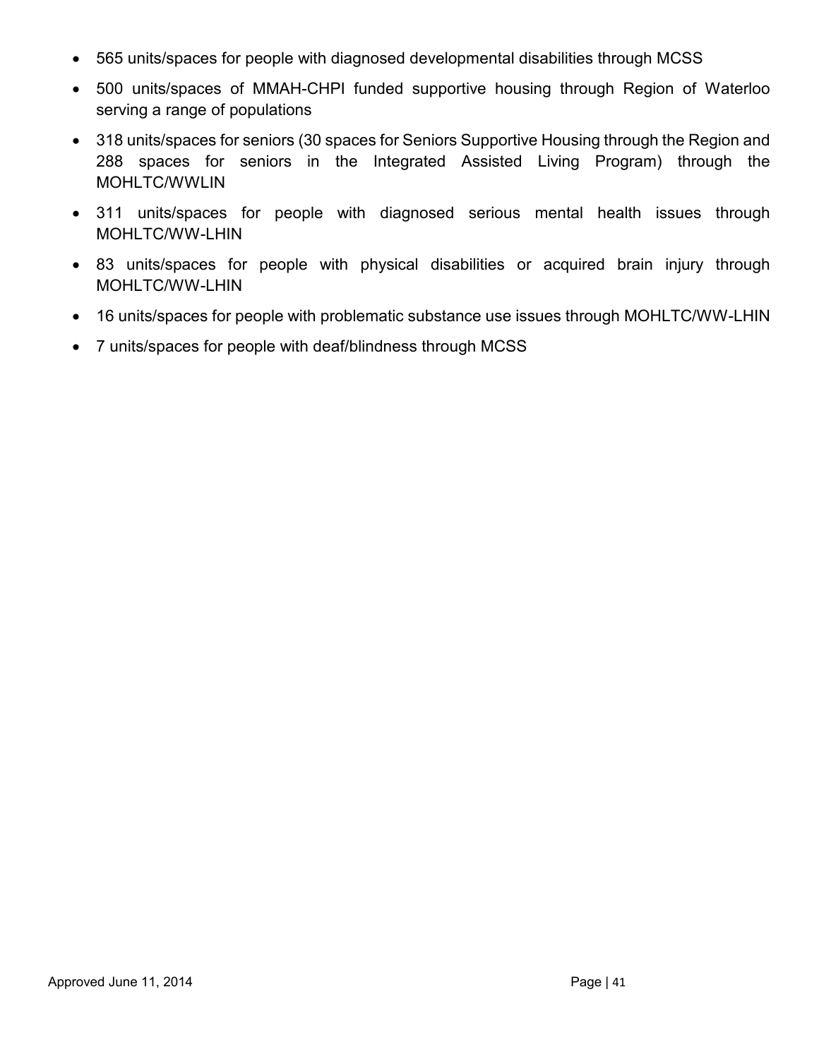- 565 units/spaces for people with diagnosed developmental disabilities through MCSS
- 500 units/spaces of MMAH-CHPI funded supportive housing through Region of Waterloo serving a range of populations
- 318 units/spaces for seniors (30 spaces for Seniors Supportive Housing through the Region and 288 spaces for seniors in the Integrated Assisted Living Program) through the MOHLTC/WWLIN
- 311 units/spaces for people with diagnosed serious mental health issues through MOHLTC/WW-LHIN
- 83 units/spaces for people with physical disabilities or acquired brain injury through MOHLTC/WW-LHIN
- 16 units/spaces for people with problematic substance use issues through MOHLTC/WW-LHIN
- 7 units/spaces for people with deaf/blindness through MCSS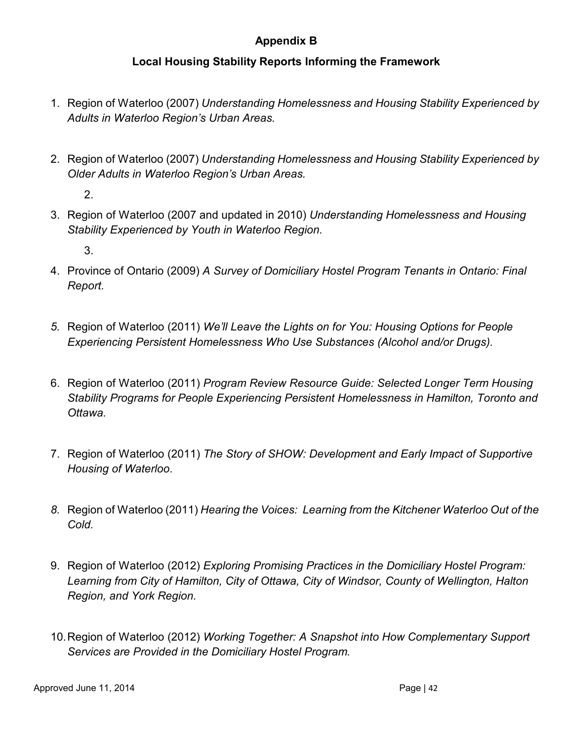**Appendix B**

**Local Housing Stability Reports Informing the Framework**

1. Region of Waterloo (2007) *Understanding Homelessness and Housing Stability Experienced by Adults in Waterloo Region's Urban Areas.*

2. Region of Waterloo (2007) *Understanding Homelessness and Housing Stability Experienced by Older Adults in Waterloo Region's Urban Areas.*

   2.

3. Region of Waterloo (2007 and updated in 2010) *Understanding Homelessness and Housing Stability Experienced by Youth in Waterloo Region.*

   3.

4. Province of Ontario (2009) *A Survey of Domiciliary Hostel Program Tenants in Ontario: Final Report.*

5. Region of Waterloo (2011) *We'll Leave the Lights on for You: Housing Options for People Experiencing Persistent Homelessness Who Use Substances (Alcohol and/or Drugs).*

6. Region of Waterloo (2011) *Program Review Resource Guide: Selected Longer Term Housing Stability Programs for People Experiencing Persistent Homelessness in Hamilton, Toronto and Ottawa.*

7. Region of Waterloo (2011) *The Story of SHOW: Development and Early Impact of Supportive Housing of Waterloo*.

8. Region of Waterloo (2011) *Hearing the Voices: Learning from the Kitchener Waterloo Out of the Cold.*

9. Region of Waterloo (2012) *Exploring Promising Practices in the Domiciliary Hostel Program: Learning from City of Hamilton, City of Ottawa, City of Windsor, County of Wellington, Halton Region, and York Region.*

10. Region of Waterloo (2012) *Working Together: A Snapshot into How Complementary Support Services are Provided in the Domiciliary Hostel Program.*

Approved June 11, 2014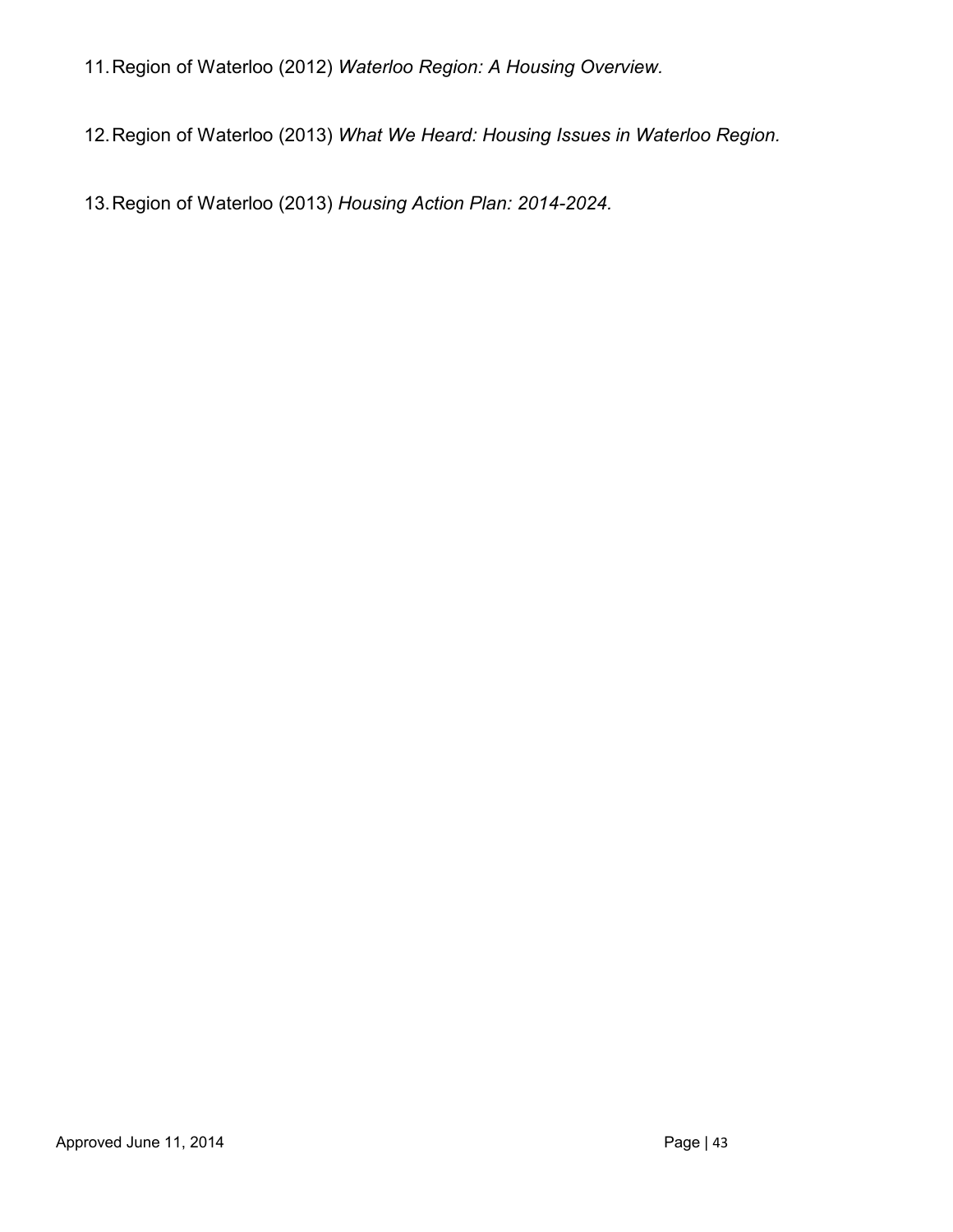11. Region of Waterloo (2012) *Waterloo Region: A Housing Overview.*

12. Region of Waterloo (2013) *What We Heard: Housing Issues in Waterloo Region.*

13. Region of Waterloo (2013) *Housing Action Plan: 2014-2024.*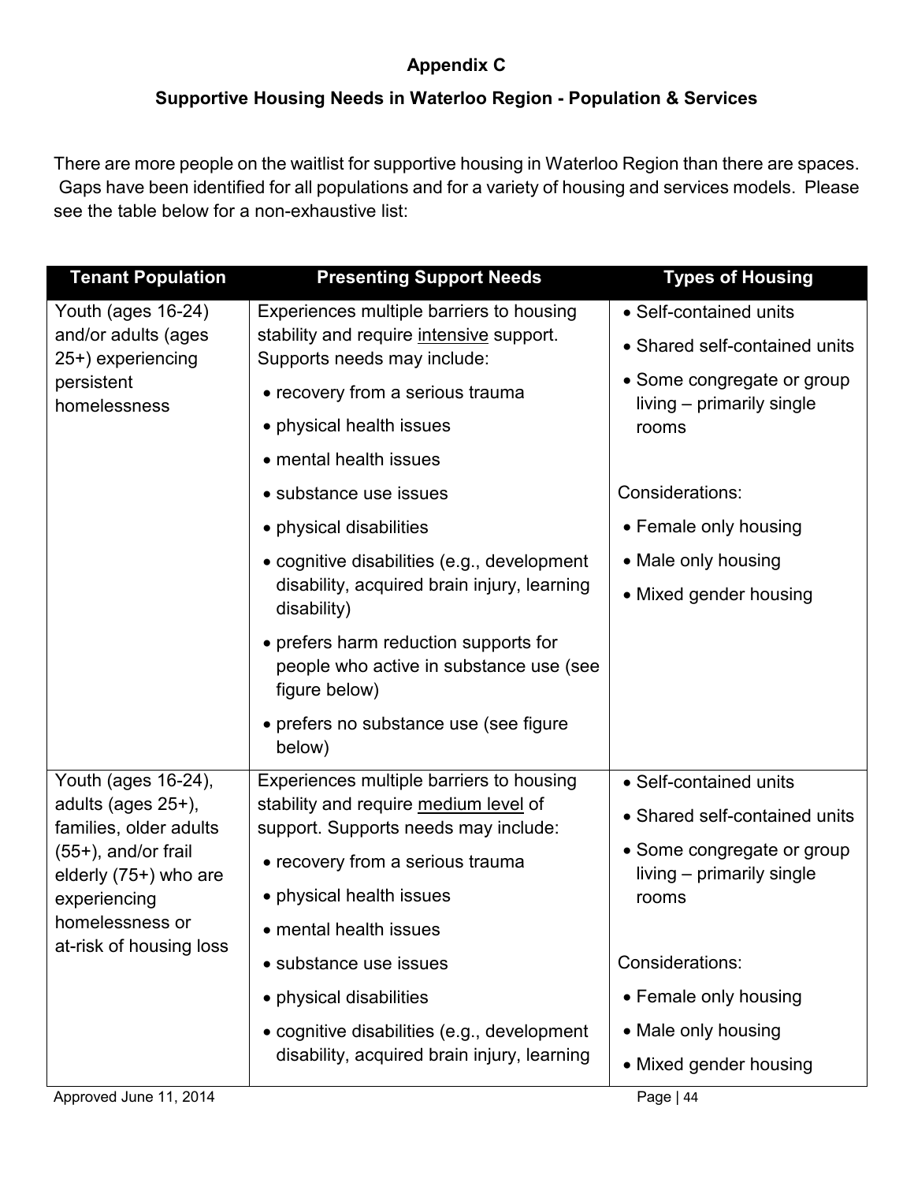**Appendix C**

**Supportive Housing Needs in Waterloo Region - Population & Services**

There are more people on the waitlist for supportive housing in Waterloo Region than there are spaces. Gaps have been identified for all populations and for a variety of housing and services models. Please see the table below for a non-exhaustive list:

| Tenant Population | Presenting Support Needs | Types of Housing |
|---|---|---|
| Youth (ages 16-24) and/or adults (ages 25+) experiencing persistent homelessness | Experiences multiple barriers to housing stability and require <u>intensive</u> support. Supports needs may include:<br>• recovery from a serious trauma<br>• physical health issues<br>• mental health issues<br>• substance use issues<br>• physical disabilities<br>• cognitive disabilities (e.g., development disability, acquired brain injury, learning disability)<br>• prefers harm reduction supports for people who active in substance use (see figure below)<br>• prefers no substance use (see figure below) | • Self-contained units<br>• Shared self-contained units<br>• Some congregate or group living – primarily single rooms<br><br>Considerations:<br>• Female only housing<br>• Male only housing<br>• Mixed gender housing |
| Youth (ages 16-24), adults (ages 25+), families, older adults (55+), and/or frail elderly (75+) who are experiencing homelessness or at-risk of housing loss | Experiences multiple barriers to housing stability and require <u>medium level</u> of support. Supports needs may include:<br>• recovery from a serious trauma<br>• physical health issues<br>• mental health issues<br>• substance use issues<br>• physical disabilities<br>• cognitive disabilities (e.g., development disability, acquired brain injury, learning | • Self-contained units<br>• Shared self-contained units<br>• Some congregate or group living – primarily single rooms<br><br>Considerations:<br>• Female only housing<br>• Male only housing<br>• Mixed gender housing |

Approved June 11, 2014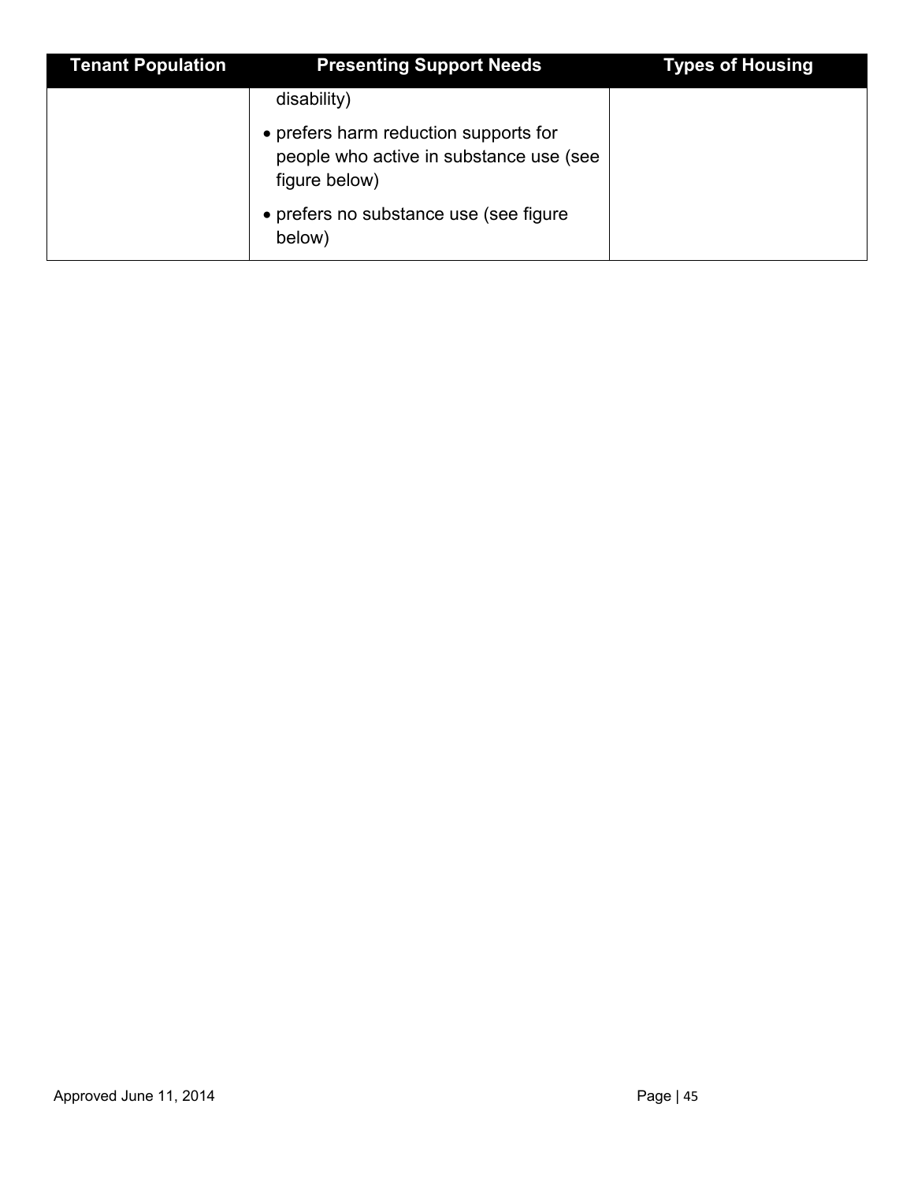| Tenant Population | Presenting Support Needs | Types of Housing |
| --- | --- | --- |
| | disability)<br>• prefers harm reduction supports for people who active in substance use (see figure below)<br>• prefers no substance use (see figure below) | |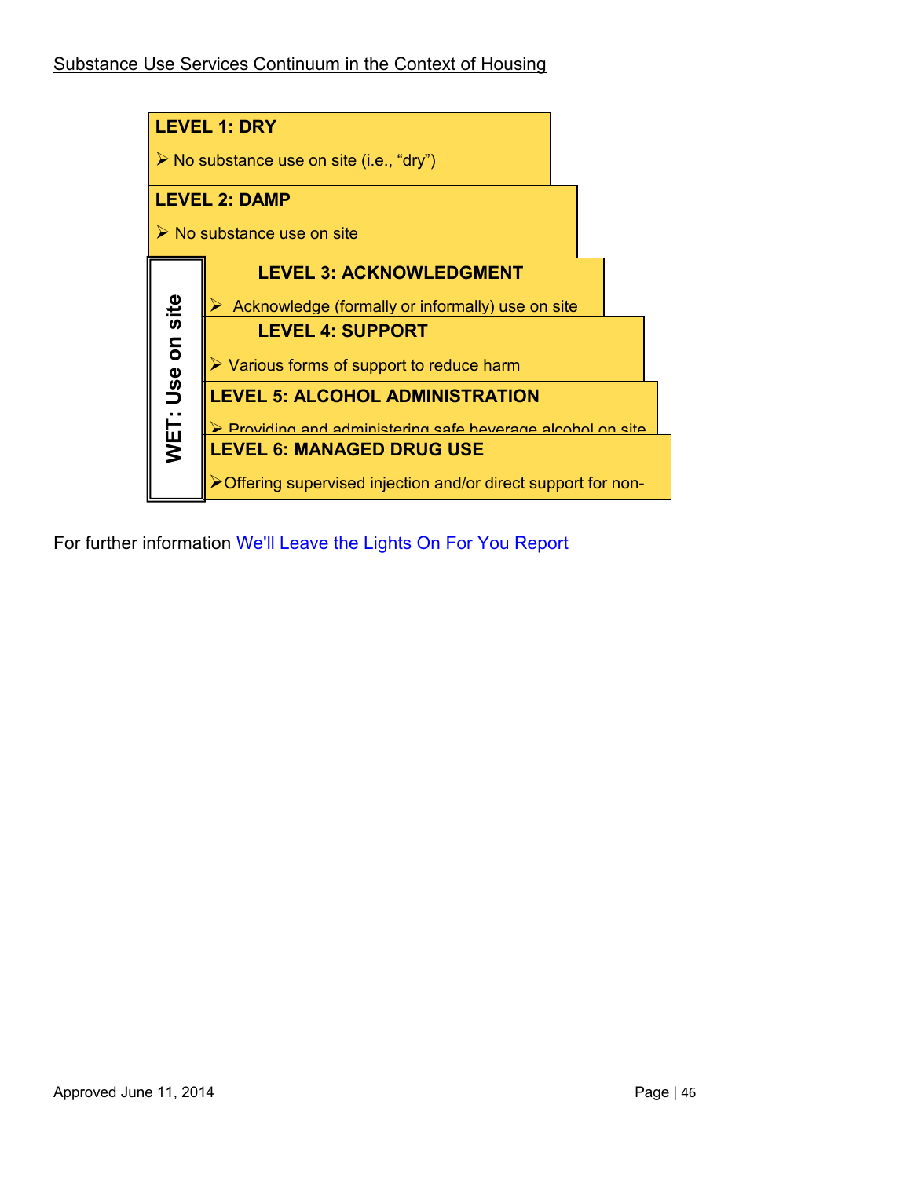Substance Use Services Continuum in the Context of Housing

**LEVEL 1: DRY**

- No substance use on site (i.e., "dry")

**LEVEL 2: DAMP**

- No substance use on site

**WET: Use on site**

**LEVEL 3: ACKNOWLEDGMENT**

- Acknowledge (formally or informally) use on site

**LEVEL 4: SUPPORT**

- Various forms of support to reduce harm

**LEVEL 5: ALCOHOL ADMINISTRATION**

- Providing and administering safe beverage alcohol on site

**LEVEL 6: MANAGED DRUG USE**

- Offering supervised injection and/or direct support for non-

For further information We'll Leave the Lights On For You Report

Approved June 11, 2014